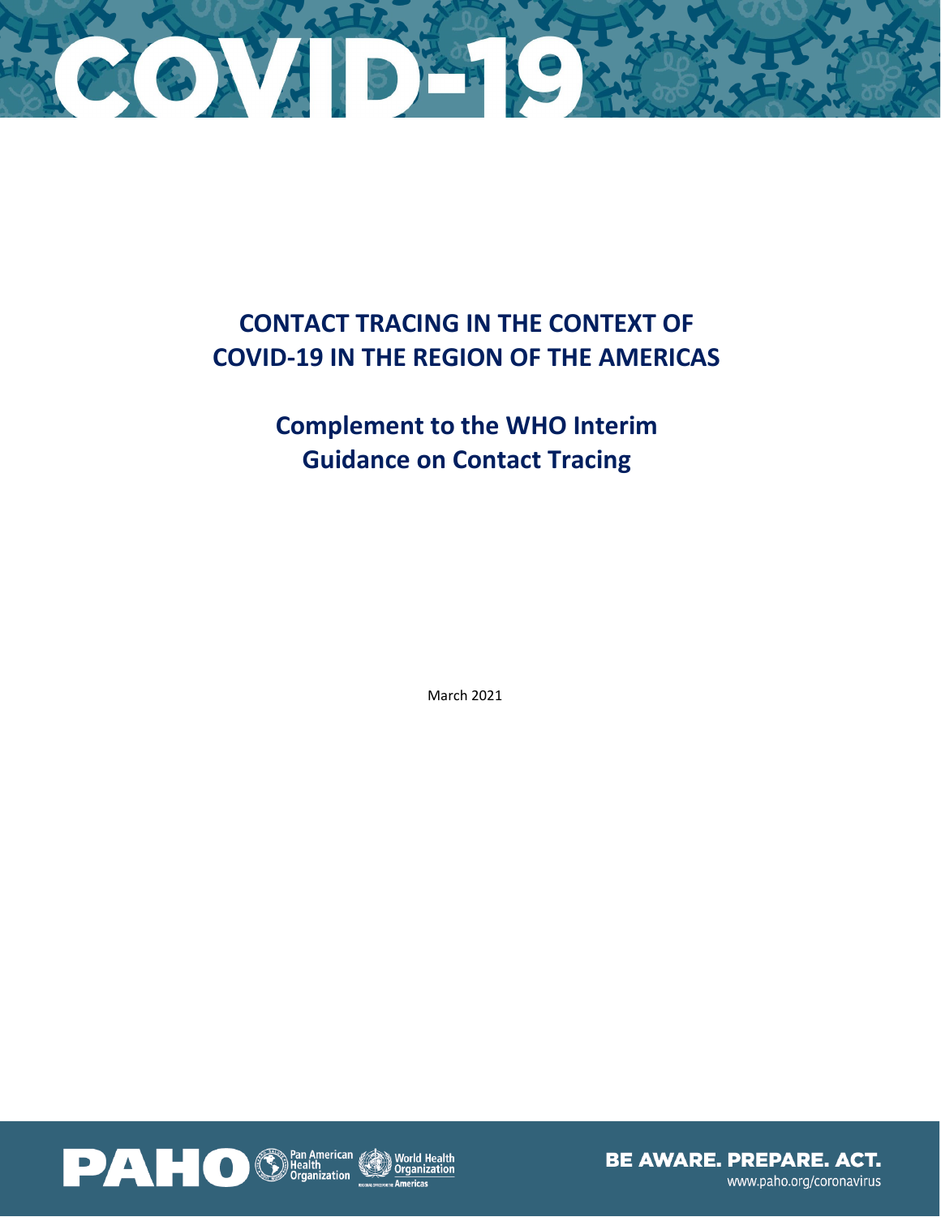# COVID-19

# CONTACT TRACING IN THE CONTEXT OF COVID-19 IN THE REGION OF THE AMERICAS

## Complement to the WHO Interim Guidance on Contact Tracing

March 2021

PAHO Pan American Health Organization World Health Organization Americas

BE AWARE. PREPARE. ACT.
www.paho.org/coronavirus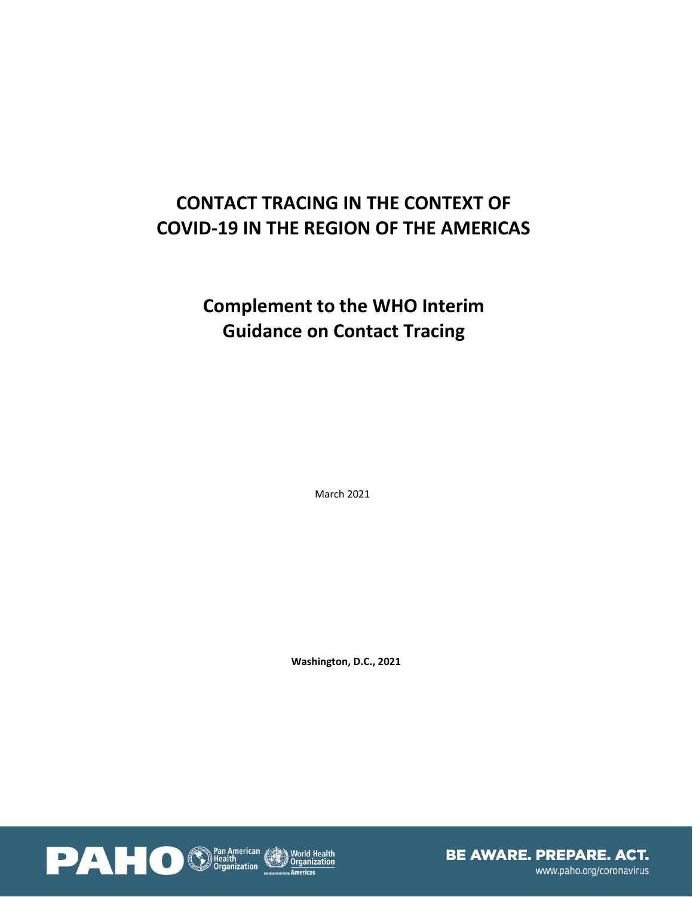# CONTACT TRACING IN THE CONTEXT OF COVID-19 IN THE REGION OF THE AMERICAS

## Complement to the WHO Interim Guidance on Contact Tracing

March 2021

**Washington, D.C., 2021**

PAHO Pan American Health Organization World Health Organization Americas

**BE AWARE. PREPARE. ACT.**
www.paho.org/coronavirus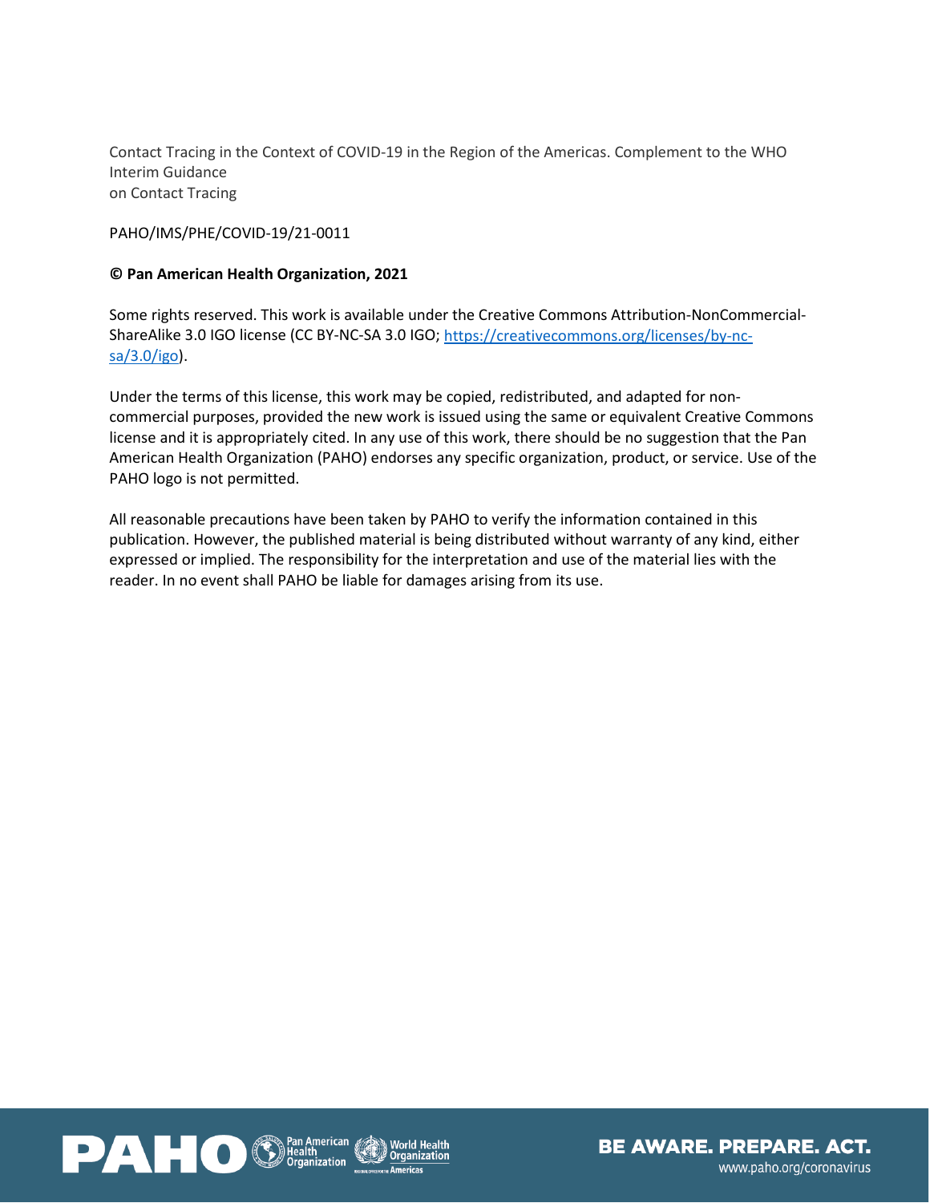Contact Tracing in the Context of COVID-19 in the Region of the Americas. Complement to the WHO Interim Guidance on Contact Tracing

PAHO/IMS/PHE/COVID-19/21-0011

**© Pan American Health Organization, 2021**

Some rights reserved. This work is available under the Creative Commons Attribution-NonCommercial-ShareAlike 3.0 IGO license (CC BY-NC-SA 3.0 IGO; https://creativecommons.org/licenses/by-nc-sa/3.0/igo).

Under the terms of this license, this work may be copied, redistributed, and adapted for non-commercial purposes, provided the new work is issued using the same or equivalent Creative Commons license and it is appropriately cited. In any use of this work, there should be no suggestion that the Pan American Health Organization (PAHO) endorses any specific organization, product, or service. Use of the PAHO logo is not permitted.

All reasonable precautions have been taken by PAHO to verify the information contained in this publication. However, the published material is being distributed without warranty of any kind, either expressed or implied. The responsibility for the interpretation and use of the material lies with the reader. In no event shall PAHO be liable for damages arising from its use.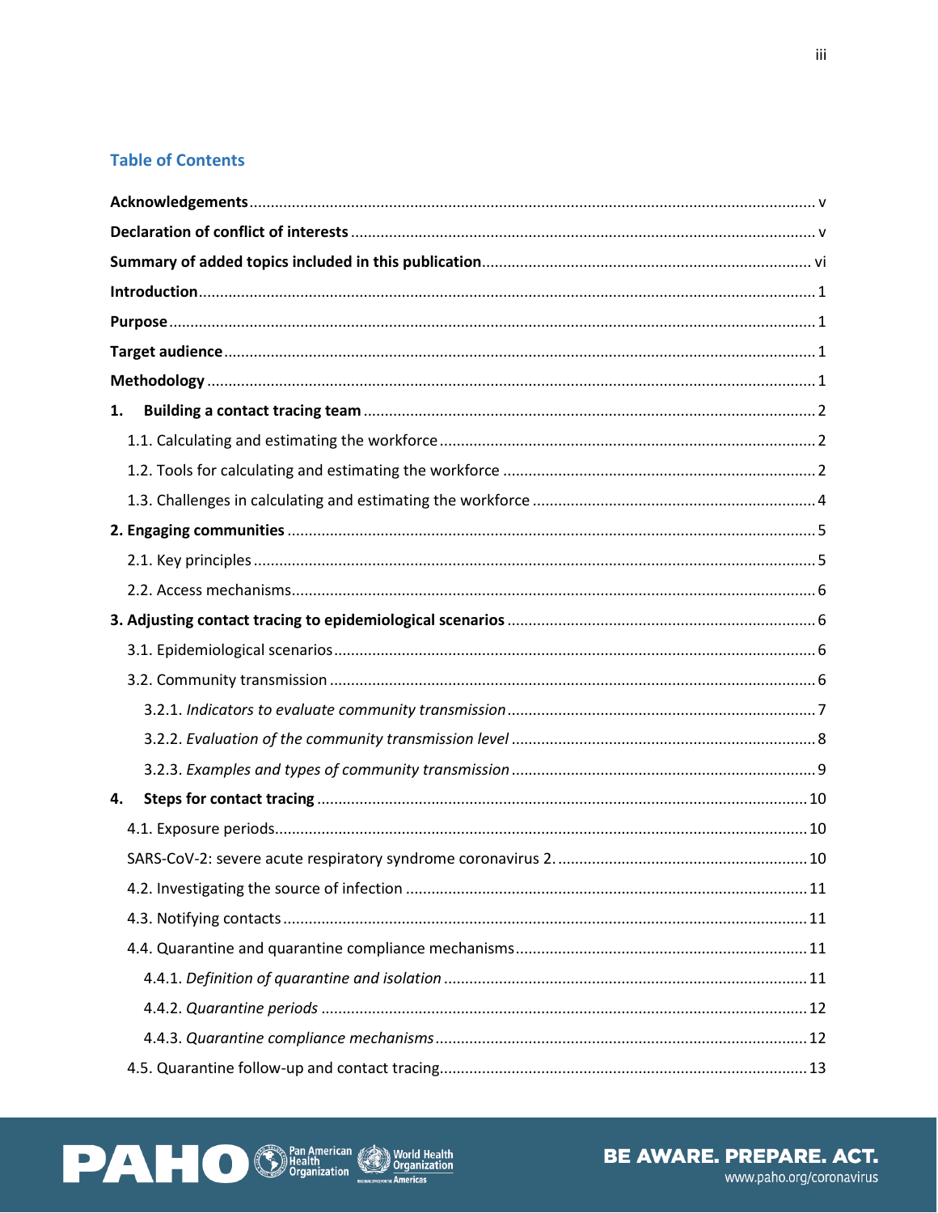## Table of Contents

**Acknowledgements** .... v

**Declaration of conflict of interests** .... v

**Summary of added topics included in this publication** .... vi

**Introduction** .... 1

**Purpose** .... 1

**Target audience** .... 1

**Methodology** .... 1

**1. Building a contact tracing team** .... 2

- 1.1. Calculating and estimating the workforce .... 2
- 1.2. Tools for calculating and estimating the workforce .... 2
- 1.3. Challenges in calculating and estimating the workforce .... 4

**2. Engaging communities** .... 5

- 2.1. Key principles .... 5
- 2.2. Access mechanisms .... 6

**3. Adjusting contact tracing to epidemiological scenarios** .... 6

- 3.1. Epidemiological scenarios .... 6
- 3.2. Community transmission .... 6
  - 3.2.1. *Indicators to evaluate community transmission* .... 7
  - 3.2.2. *Evaluation of the community transmission level* .... 8
  - 3.2.3. *Examples and types of community transmission* .... 9

**4. Steps for contact tracing** .... 10

- 4.1. Exposure periods .... 10
- SARS-CoV-2: severe acute respiratory syndrome coronavirus 2. .... 10
- 4.2. Investigating the source of infection .... 11
- 4.3. Notifying contacts .... 11
- 4.4. Quarantine and quarantine compliance mechanisms .... 11
  - 4.4.1. *Definition of quarantine and isolation* .... 11
  - 4.4.2. *Quarantine periods* .... 12
  - 4.4.3. *Quarantine compliance mechanisms* .... 12
- 4.5. Quarantine follow-up and contact tracing .... 13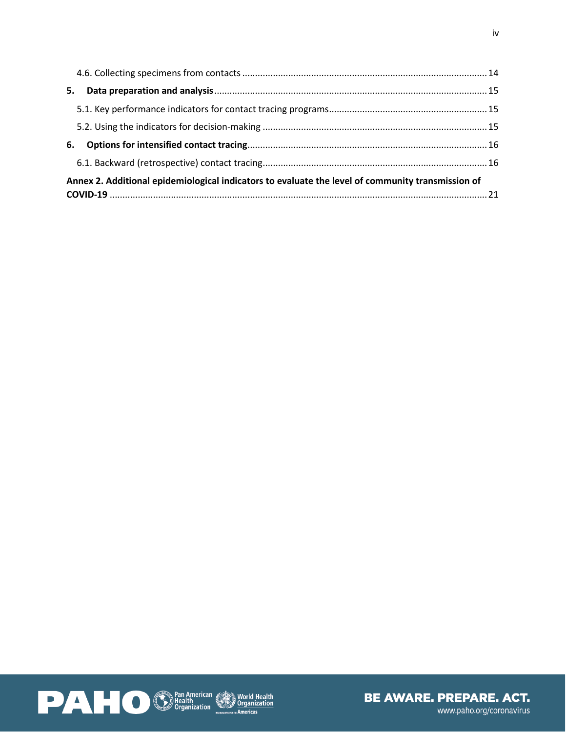4.6. Collecting specimens from contacts ..... 14

**5. Data preparation and analysis** ..... 15

5.1. Key performance indicators for contact tracing programs ..... 15

5.2. Using the indicators for decision-making ..... 15

**6. Options for intensified contact tracing** ..... 16

6.1. Backward (retrospective) contact tracing ..... 16

**Annex 2. Additional epidemiological indicators to evaluate the level of community transmission of COVID-19** ..... 21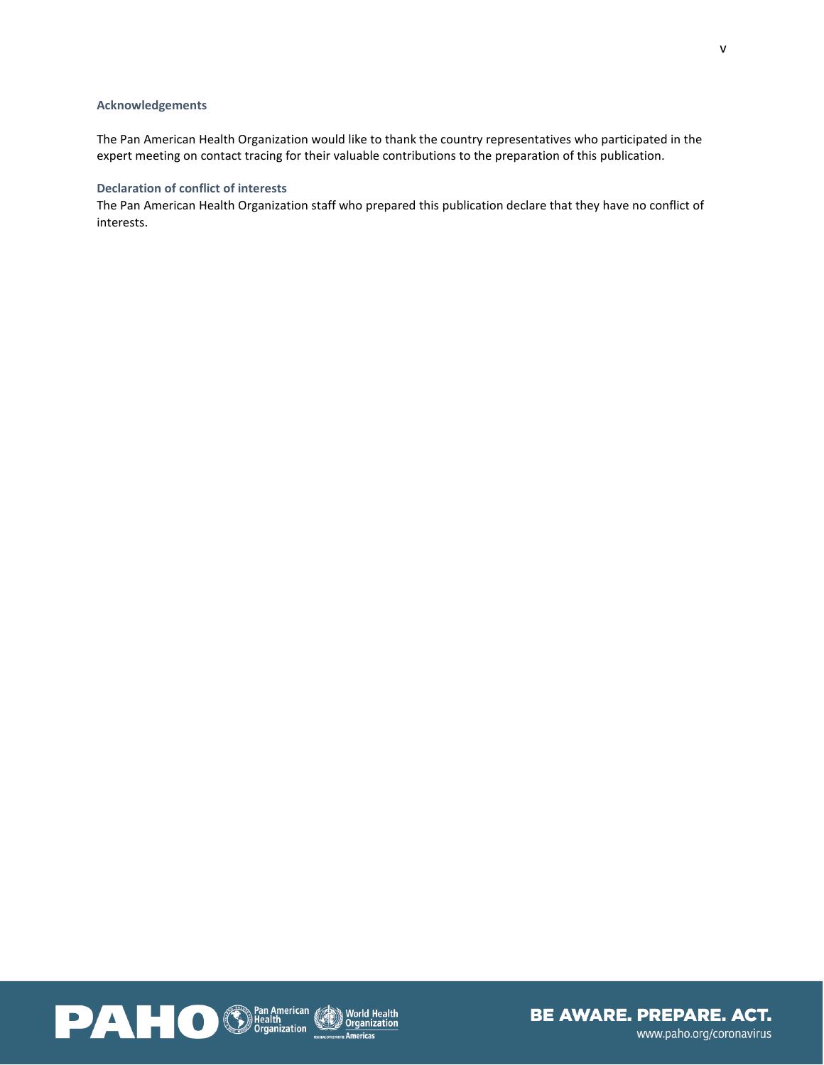### Acknowledgements

The Pan American Health Organization would like to thank the country representatives who participated in the expert meeting on contact tracing for their valuable contributions to the preparation of this publication.

### Declaration of conflict of interests

The Pan American Health Organization staff who prepared this publication declare that they have no conflict of interests.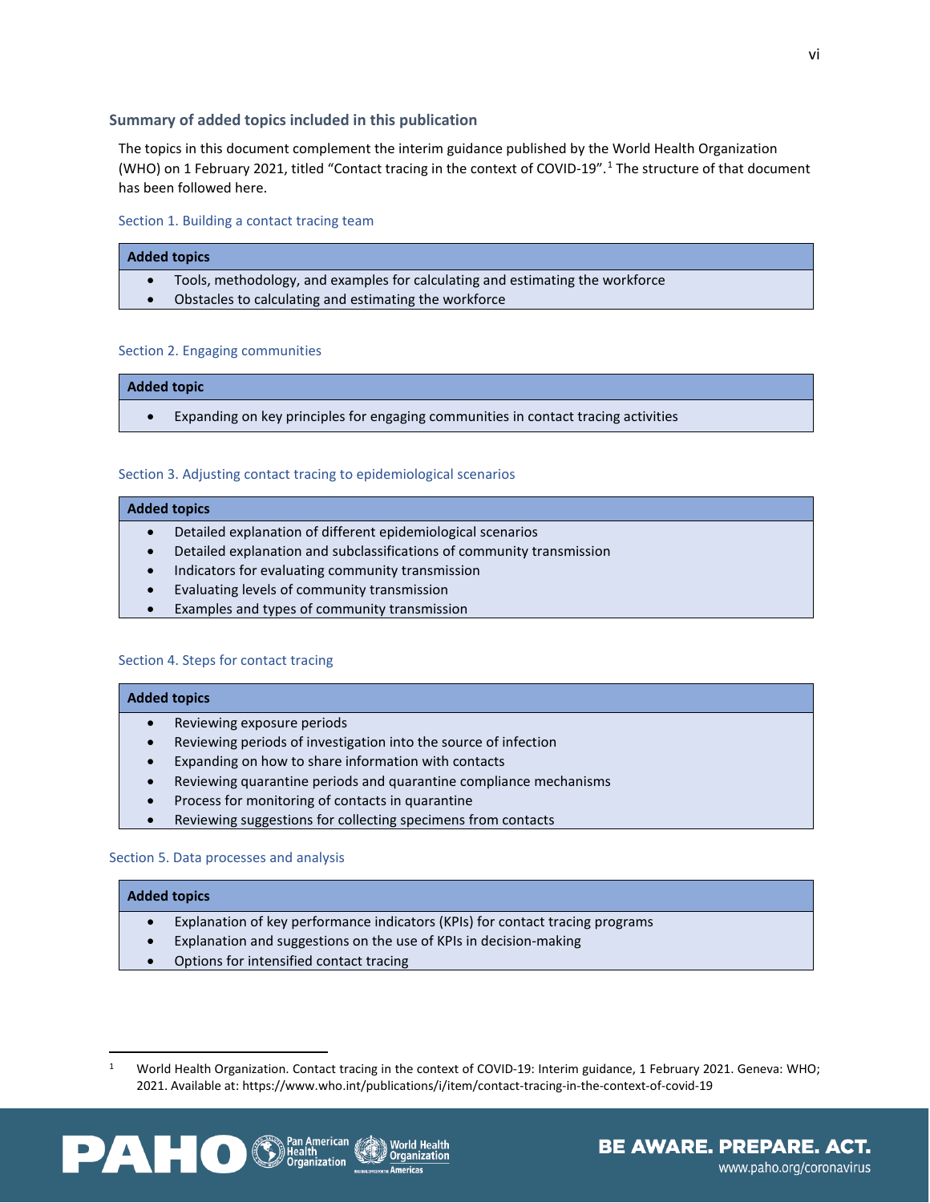## Summary of added topics included in this publication

The topics in this document complement the interim guidance published by the World Health Organization (WHO) on 1 February 2021, titled "Contact tracing in the context of COVID-19".[1] The structure of that document has been followed here.

### Section 1. Building a contact tracing team

| Added topics |
| --- |
| • Tools, methodology, and examples for calculating and estimating the workforce<br>• Obstacles to calculating and estimating the workforce |

### Section 2. Engaging communities

| Added topic |
| --- |
| • Expanding on key principles for engaging communities in contact tracing activities |

### Section 3. Adjusting contact tracing to epidemiological scenarios

| Added topics |
| --- |
| • Detailed explanation of different epidemiological scenarios<br>• Detailed explanation and subclassifications of community transmission<br>• Indicators for evaluating community transmission<br>• Evaluating levels of community transmission<br>• Examples and types of community transmission |

### Section 4. Steps for contact tracing

| Added topics |
| --- |
| • Reviewing exposure periods<br>• Reviewing periods of investigation into the source of infection<br>• Expanding on how to share information with contacts<br>• Reviewing quarantine periods and quarantine compliance mechanisms<br>• Process for monitoring of contacts in quarantine<br>• Reviewing suggestions for collecting specimens from contacts |

### Section 5. Data processes and analysis

| Added topics |
| --- |
| • Explanation of key performance indicators (KPIs) for contact tracing programs<br>• Explanation and suggestions on the use of KPIs in decision-making<br>• Options for intensified contact tracing |

---

[1] World Health Organization. Contact tracing in the context of COVID-19: Interim guidance, 1 February 2021. Geneva: WHO; 2021. Available at: https://www.who.int/publications/i/item/contact-tracing-in-the-context-of-covid-19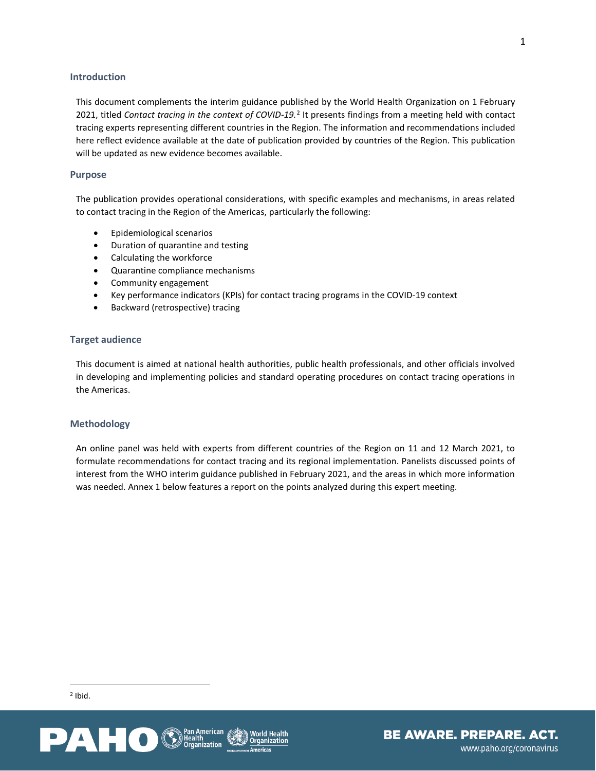## Introduction

This document complements the interim guidance published by the World Health Organization on 1 February 2021, titled *Contact tracing in the context of COVID-19.*[2] It presents findings from a meeting held with contact tracing experts representing different countries in the Region. The information and recommendations included here reflect evidence available at the date of publication provided by countries of the Region. This publication will be updated as new evidence becomes available.

## Purpose

The publication provides operational considerations, with specific examples and mechanisms, in areas related to contact tracing in the Region of the Americas, particularly the following:

- Epidemiological scenarios
- Duration of quarantine and testing
- Calculating the workforce
- Quarantine compliance mechanisms
- Community engagement
- Key performance indicators (KPIs) for contact tracing programs in the COVID-19 context
- Backward (retrospective) tracing

## Target audience

This document is aimed at national health authorities, public health professionals, and other officials involved in developing and implementing policies and standard operating procedures on contact tracing operations in the Americas.

## Methodology

An online panel was held with experts from different countries of the Region on 11 and 12 March 2021, to formulate recommendations for contact tracing and its regional implementation. Panelists discussed points of interest from the WHO interim guidance published in February 2021, and the areas in which more information was needed. Annex 1 below features a report on the points analyzed during this expert meeting.

---

[2] Ibid.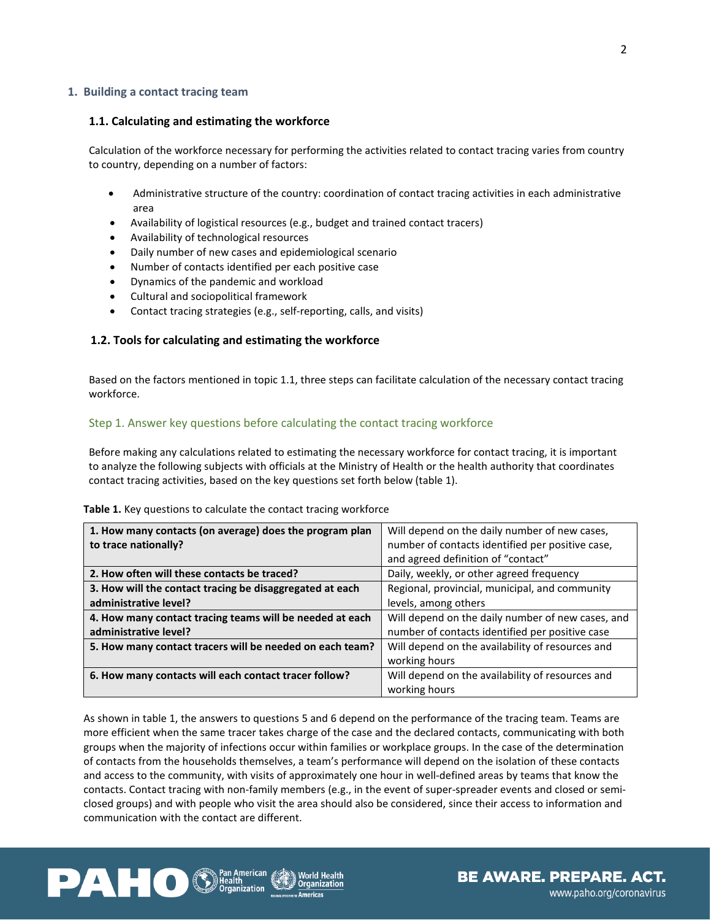## 1. Building a contact tracing team

### 1.1. Calculating and estimating the workforce

Calculation of the workforce necessary for performing the activities related to contact tracing varies from country to country, depending on a number of factors:

- Administrative structure of the country: coordination of contact tracing activities in each administrative area
- Availability of logistical resources (e.g., budget and trained contact tracers)
- Availability of technological resources
- Daily number of new cases and epidemiological scenario
- Number of contacts identified per each positive case
- Dynamics of the pandemic and workload
- Cultural and sociopolitical framework
- Contact tracing strategies (e.g., self-reporting, calls, and visits)

### 1.2. Tools for calculating and estimating the workforce

Based on the factors mentioned in topic 1.1, three steps can facilitate calculation of the necessary contact tracing workforce.

#### Step 1. Answer key questions before calculating the contact tracing workforce

Before making any calculations related to estimating the necessary workforce for contact tracing, it is important to analyze the following subjects with officials at the Ministry of Health or the health authority that coordinates contact tracing activities, based on the key questions set forth below (table 1).

**Table 1.** Key questions to calculate the contact tracing workforce

| Question | Consideration |
|---|---|
| **1. How many contacts (on average) does the program plan to trace nationally?** | Will depend on the daily number of new cases, number of contacts identified per positive case, and agreed definition of "contact" |
| **2. How often will these contacts be traced?** | Daily, weekly, or other agreed frequency |
| **3. How will the contact tracing be disaggregated at each administrative level?** | Regional, provincial, municipal, and community levels, among others |
| **4. How many contact tracing teams will be needed at each administrative level?** | Will depend on the daily number of new cases, and number of contacts identified per positive case |
| **5. How many contact tracers will be needed on each team?** | Will depend on the availability of resources and working hours |
| **6. How many contacts will each contact tracer follow?** | Will depend on the availability of resources and working hours |

As shown in table 1, the answers to questions 5 and 6 depend on the performance of the tracing team. Teams are more efficient when the same tracer takes charge of the case and the declared contacts, communicating with both groups when the majority of infections occur within families or workplace groups. In the case of the determination of contacts from the households themselves, a team's performance will depend on the isolation of these contacts and access to the community, with visits of approximately one hour in well-defined areas by teams that know the contacts. Contact tracing with non-family members (e.g., in the event of super-spreader events and closed or semi-closed groups) and with people who visit the area should also be considered, since their access to information and communication with the contact are different.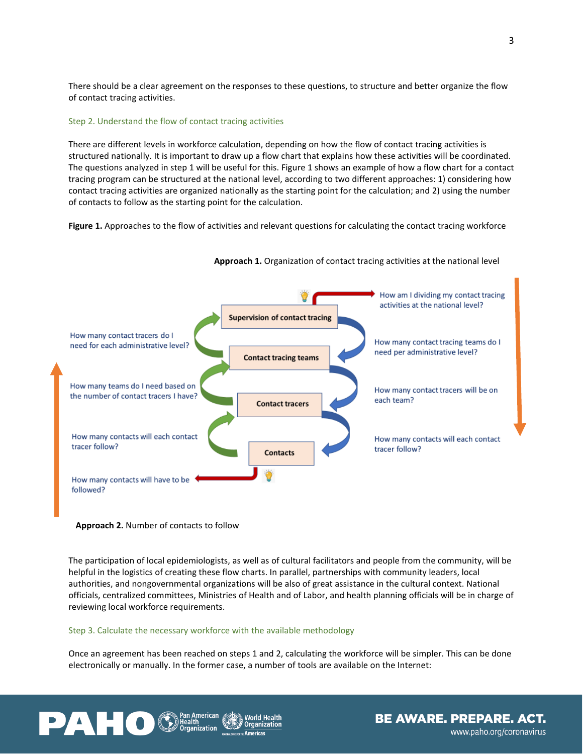There should be a clear agreement on the responses to these questions, to structure and better organize the flow of contact tracing activities.

### Step 2. Understand the flow of contact tracing activities

There are different levels in workforce calculation, depending on how the flow of contact tracing activities is structured nationally. It is important to draw up a flow chart that explains how these activities will be coordinated. The questions analyzed in step 1 will be useful for this. Figure 1 shows an example of how a flow chart for a contact tracing program can be structured at the national level, according to two different approaches: 1) considering how contact tracing activities are organized nationally as the starting point for the calculation; and 2) using the number of contacts to follow as the starting point for the calculation.

**Figure 1.** Approaches to the flow of activities and relevant questions for calculating the contact tracing workforce

**Approach 1.** Organization of contact tracing activities at the national level

- Supervision of contact tracing → How am I dividing my contact tracing activities at the national level?
- Supervision of contact tracing → Contact tracing teams: How many contact tracing teams do I need per administrative level?
- Contact tracing teams → Contact tracers: How many contact tracers will be on each team?
- Contact tracers → Contacts: How many contacts will each contact tracer follow?

**Approach 2.** Number of contacts to follow

- Contacts → How many contacts will have to be followed?
- Contacts → Contact tracers: How many contacts will each contact tracer follow?
- Contact tracers → Contact tracing teams: How many teams do I need based on the number of contact tracers I have?
- Contact tracing teams → Supervision of contact tracing: How many contact tracers do I need for each administrative level?

The participation of local epidemiologists, as well as of cultural facilitators and people from the community, will be helpful in the logistics of creating these flow charts. In parallel, partnerships with community leaders, local authorities, and nongovernmental organizations will be also of great assistance in the cultural context. National officials, centralized committees, Ministries of Health and of Labor, and health planning officials will be in charge of reviewing local workforce requirements.

### Step 3. Calculate the necessary workforce with the available methodology

Once an agreement has been reached on steps 1 and 2, calculating the workforce will be simpler. This can be done electronically or manually. In the former case, a number of tools are available on the Internet: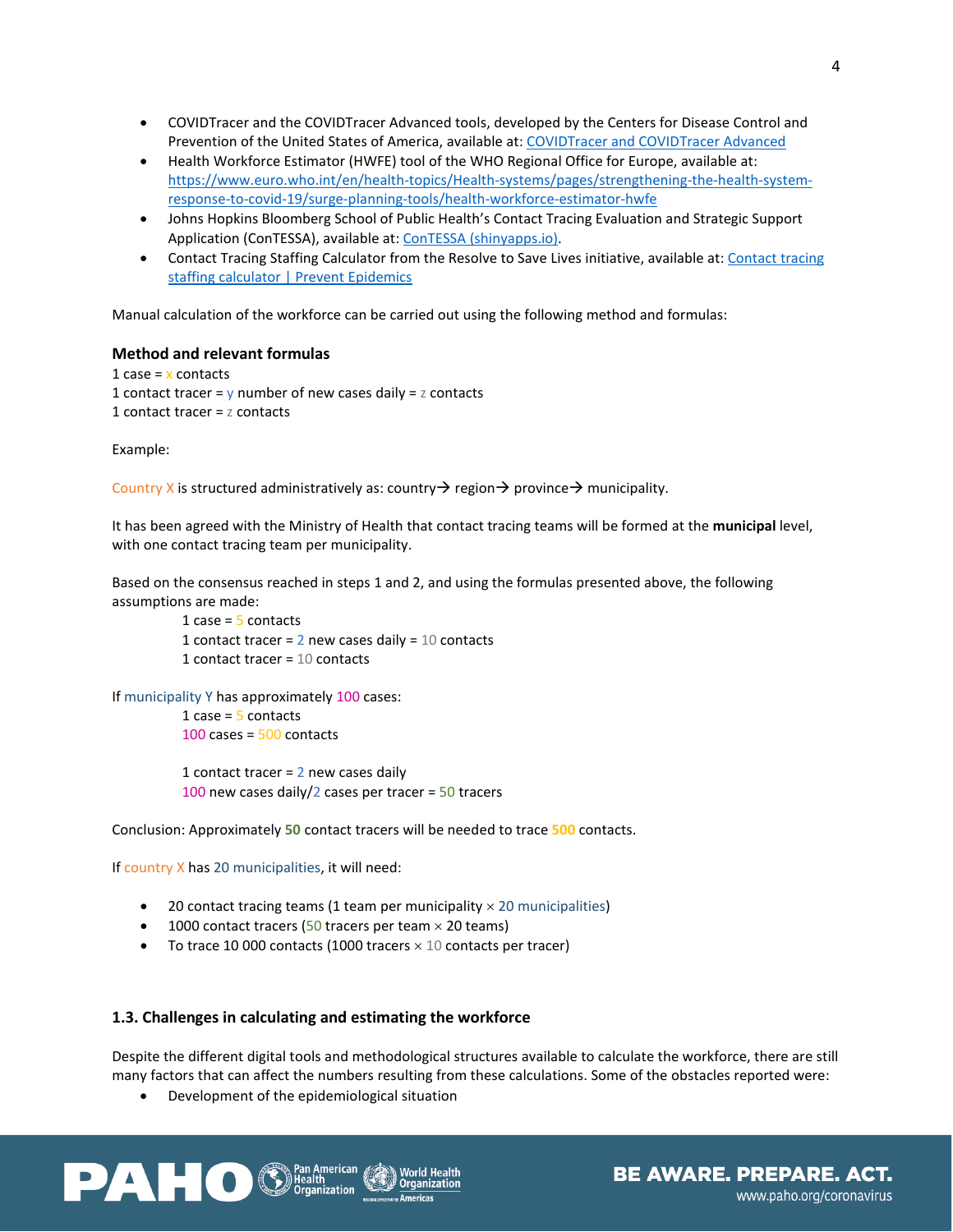- COVIDTracer and the COVIDTracer Advanced tools, developed by the Centers for Disease Control and Prevention of the United States of America, available at: [COVIDTracer and COVIDTracer Advanced](COVIDTracer and COVIDTracer Advanced)
- Health Workforce Estimator (HWFE) tool of the WHO Regional Office for Europe, available at: [https://www.euro.who.int/en/health-topics/Health-systems/pages/strengthening-the-health-system-response-to-covid-19/surge-planning-tools/health-workforce-estimator-hwfe](https://www.euro.who.int/en/health-topics/Health-systems/pages/strengthening-the-health-system-response-to-covid-19/surge-planning-tools/health-workforce-estimator-hwfe)
- Johns Hopkins Bloomberg School of Public Health's Contact Tracing Evaluation and Strategic Support Application (ConTESSA), available at: ConTESSA (shinyapps.io).
- Contact Tracing Staffing Calculator from the Resolve to Save Lives initiative, available at: Contact tracing staffing calculator | Prevent Epidemics

Manual calculation of the workforce can be carried out using the following method and formulas:

### Method and relevant formulas

1 case = x contacts
1 contact tracer = y number of new cases daily = z contacts
1 contact tracer = z contacts

Example:

Country X is structured administratively as: country→ region→ province→ municipality.

It has been agreed with the Ministry of Health that contact tracing teams will be formed at the **municipal** level, with one contact tracing team per municipality.

Based on the consensus reached in steps 1 and 2, and using the formulas presented above, the following assumptions are made:

> 1 case = 5 contacts
> 1 contact tracer = 2 new cases daily = 10 contacts
> 1 contact tracer = 10 contacts

If municipality Y has approximately 100 cases:

> 1 case = 5 contacts
> 100 cases = 500 contacts
>
> 1 contact tracer = 2 new cases daily
> 100 new cases daily/2 cases per tracer = 50 tracers

Conclusion: Approximately **50** contact tracers will be needed to trace **500** contacts.

If country X has 20 municipalities, it will need:

- 20 contact tracing teams (1 team per municipality × 20 municipalities)
- 1000 contact tracers (50 tracers per team × 20 teams)
- To trace 10 000 contacts (1000 tracers × 10 contacts per tracer)

### 1.3. Challenges in calculating and estimating the workforce

Despite the different digital tools and methodological structures available to calculate the workforce, there are still many factors that can affect the numbers resulting from these calculations. Some of the obstacles reported were:

- Development of the epidemiological situation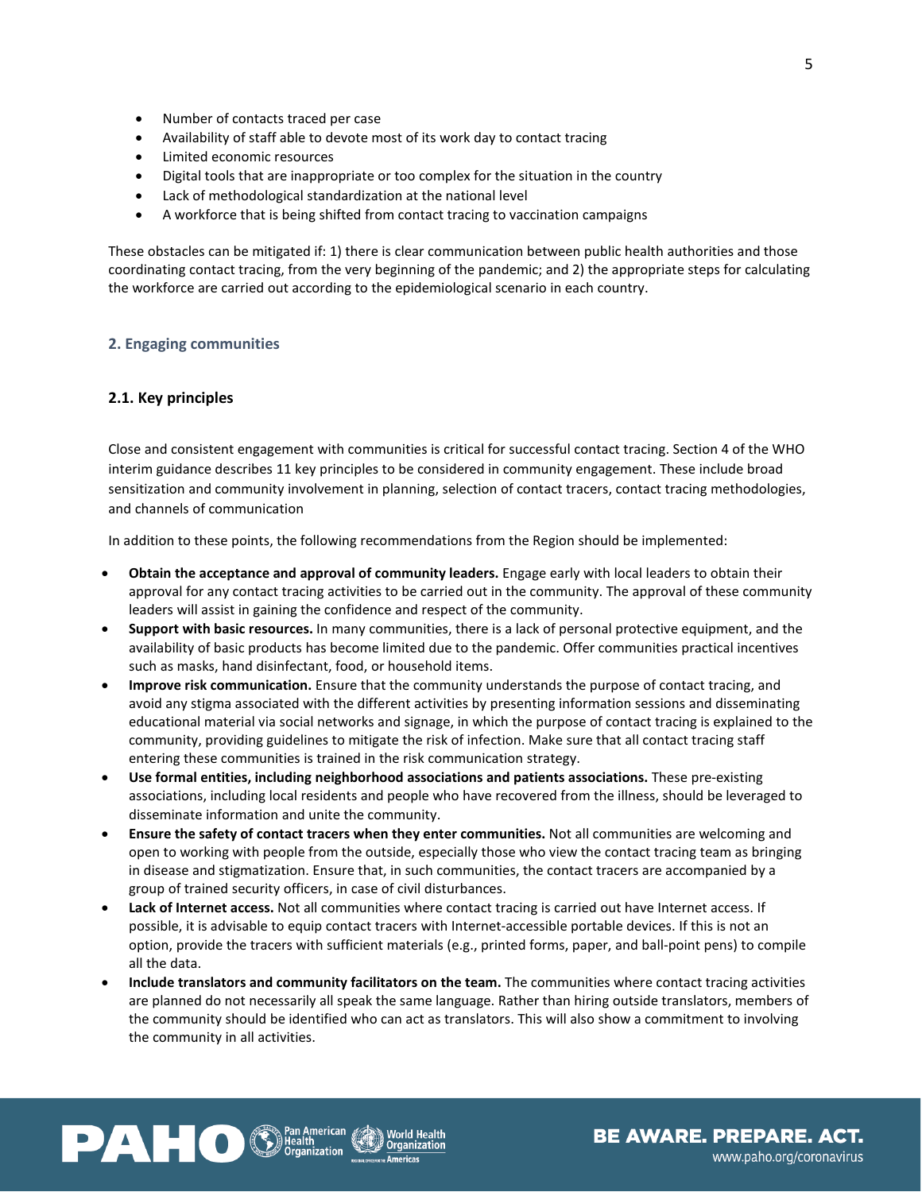- Number of contacts traced per case
- Availability of staff able to devote most of its work day to contact tracing
- Limited economic resources
- Digital tools that are inappropriate or too complex for the situation in the country
- Lack of methodological standardization at the national level
- A workforce that is being shifted from contact tracing to vaccination campaigns

These obstacles can be mitigated if: 1) there is clear communication between public health authorities and those coordinating contact tracing, from the very beginning of the pandemic; and 2) the appropriate steps for calculating the workforce are carried out according to the epidemiological scenario in each country.

## 2. Engaging communities

### 2.1. Key principles

Close and consistent engagement with communities is critical for successful contact tracing. Section 4 of the WHO interim guidance describes 11 key principles to be considered in community engagement. These include broad sensitization and community involvement in planning, selection of contact tracers, contact tracing methodologies, and channels of communication

In addition to these points, the following recommendations from the Region should be implemented:

- **Obtain the acceptance and approval of community leaders.** Engage early with local leaders to obtain their approval for any contact tracing activities to be carried out in the community. The approval of these community leaders will assist in gaining the confidence and respect of the community.
- **Support with basic resources.** In many communities, there is a lack of personal protective equipment, and the availability of basic products has become limited due to the pandemic. Offer communities practical incentives such as masks, hand disinfectant, food, or household items.
- **Improve risk communication.** Ensure that the community understands the purpose of contact tracing, and avoid any stigma associated with the different activities by presenting information sessions and disseminating educational material via social networks and signage, in which the purpose of contact tracing is explained to the community, providing guidelines to mitigate the risk of infection. Make sure that all contact tracing staff entering these communities is trained in the risk communication strategy.
- **Use formal entities, including neighborhood associations and patients associations.** These pre-existing associations, including local residents and people who have recovered from the illness, should be leveraged to disseminate information and unite the community.
- **Ensure the safety of contact tracers when they enter communities.** Not all communities are welcoming and open to working with people from the outside, especially those who view the contact tracing team as bringing in disease and stigmatization. Ensure that, in such communities, the contact tracers are accompanied by a group of trained security officers, in case of civil disturbances.
- **Lack of Internet access.** Not all communities where contact tracing is carried out have Internet access. If possible, it is advisable to equip contact tracers with Internet-accessible portable devices. If this is not an option, provide the tracers with sufficient materials (e.g., printed forms, paper, and ball-point pens) to compile all the data.
- **Include translators and community facilitators on the team.** The communities where contact tracing activities are planned do not necessarily all speak the same language. Rather than hiring outside translators, members of the community should be identified who can act as translators. This will also show a commitment to involving the community in all activities.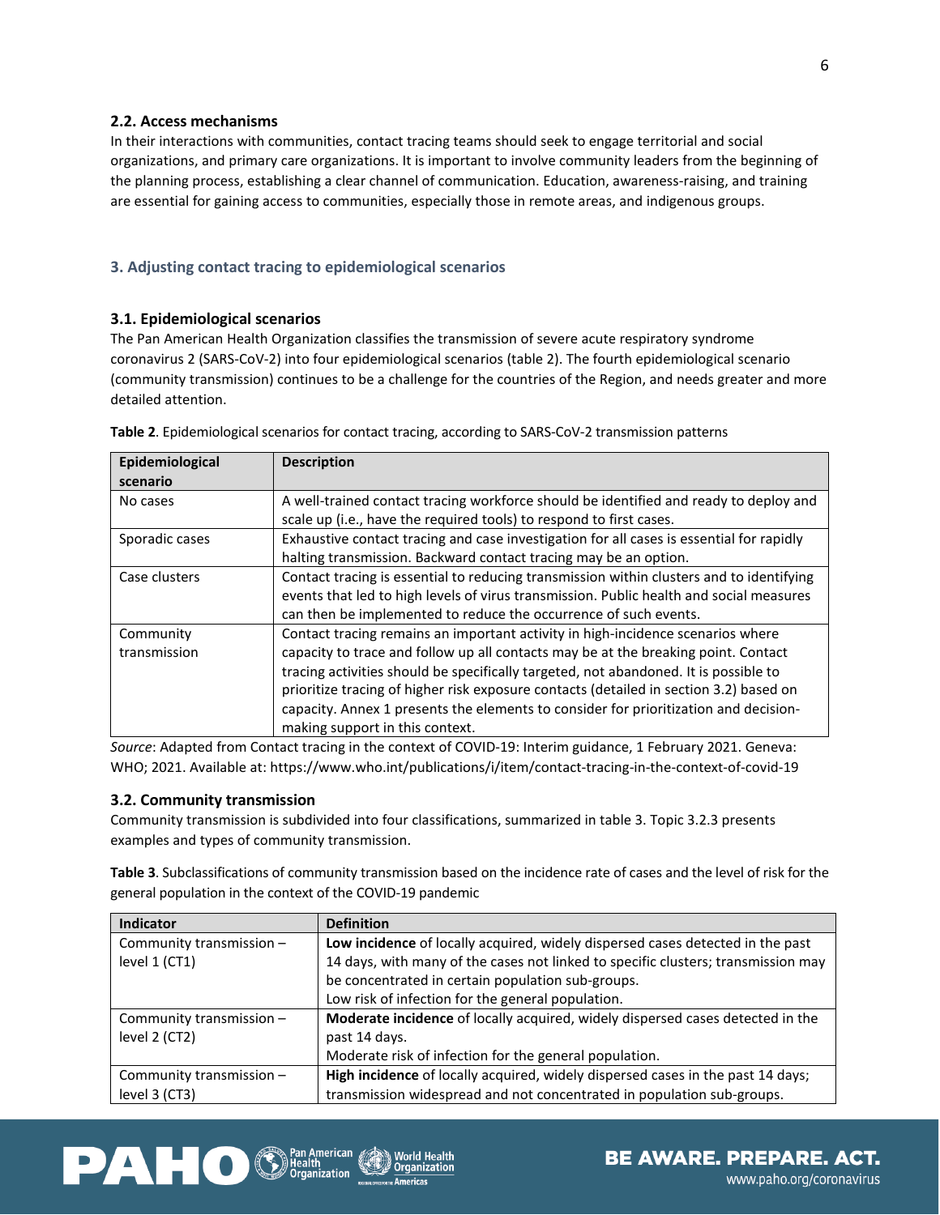### 2.2. Access mechanisms

In their interactions with communities, contact tracing teams should seek to engage territorial and social organizations, and primary care organizations. It is important to involve community leaders from the beginning of the planning process, establishing a clear channel of communication. Education, awareness-raising, and training are essential for gaining access to communities, especially those in remote areas, and indigenous groups.

## 3. Adjusting contact tracing to epidemiological scenarios

### 3.1. Epidemiological scenarios

The Pan American Health Organization classifies the transmission of severe acute respiratory syndrome coronavirus 2 (SARS-CoV-2) into four epidemiological scenarios (table 2). The fourth epidemiological scenario (community transmission) continues to be a challenge for the countries of the Region, and needs greater and more detailed attention.

**Table 2**. Epidemiological scenarios for contact tracing, according to SARS-CoV-2 transmission patterns

| Epidemiological scenario | Description |
|---|---|
| No cases | A well-trained contact tracing workforce should be identified and ready to deploy and scale up (i.e., have the required tools) to respond to first cases. |
| Sporadic cases | Exhaustive contact tracing and case investigation for all cases is essential for rapidly halting transmission. Backward contact tracing may be an option. |
| Case clusters | Contact tracing is essential to reducing transmission within clusters and to identifying events that led to high levels of virus transmission. Public health and social measures can then be implemented to reduce the occurrence of such events. |
| Community transmission | Contact tracing remains an important activity in high-incidence scenarios where capacity to trace and follow up all contacts may be at the breaking point. Contact tracing activities should be specifically targeted, not abandoned. It is possible to prioritize tracing of higher risk exposure contacts (detailed in section 3.2) based on capacity. Annex 1 presents the elements to consider for prioritization and decision-making support in this context. |

*Source*: Adapted from Contact tracing in the context of COVID-19: Interim guidance, 1 February 2021. Geneva: WHO; 2021. Available at: https://www.who.int/publications/i/item/contact-tracing-in-the-context-of-covid-19

### 3.2. Community transmission

Community transmission is subdivided into four classifications, summarized in table 3. Topic 3.2.3 presents examples and types of community transmission.

**Table 3**. Subclassifications of community transmission based on the incidence rate of cases and the level of risk for the general population in the context of the COVID-19 pandemic

| Indicator | Definition |
|---|---|
| Community transmission – level 1 (CT1) | **Low incidence** of locally acquired, widely dispersed cases detected in the past 14 days, with many of the cases not linked to specific clusters; transmission may be concentrated in certain population sub-groups. Low risk of infection for the general population. |
| Community transmission – level 2 (CT2) | **Moderate incidence** of locally acquired, widely dispersed cases detected in the past 14 days. Moderate risk of infection for the general population. |
| Community transmission – level 3 (CT3) | **High incidence** of locally acquired, widely dispersed cases in the past 14 days; transmission widespread and not concentrated in population sub-groups. |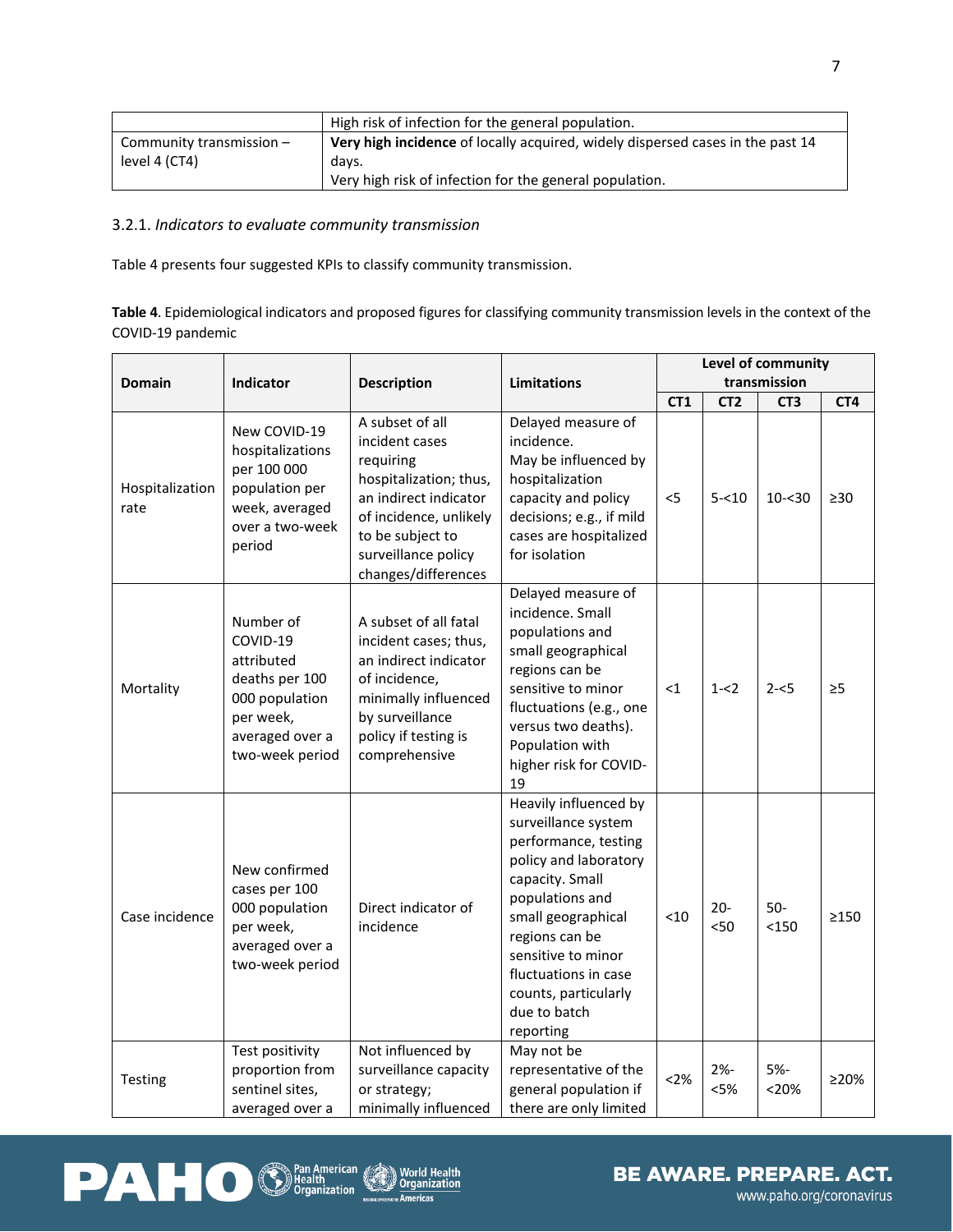| | High risk of infection for the general population. |
|---|---|
| Community transmission – level 4 (CT4) | **Very high incidence** of locally acquired, widely dispersed cases in the past 14 days. Very high risk of infection for the general population. |

### 3.2.1. *Indicators to evaluate community transmission*

Table 4 presents four suggested KPIs to classify community transmission.

**Table 4**. Epidemiological indicators and proposed figures for classifying community transmission levels in the context of the COVID-19 pandemic

| Domain | Indicator | Description | Limitations | Level of community transmission | | | |
|---|---|---|---|---|---|---|---|
| | | | | CT1 | CT2 | CT3 | CT4 |
| Hospitalization rate | New COVID-19 hospitalizations per 100 000 population per week, averaged over a two-week period | A subset of all incident cases requiring hospitalization; thus, an indirect indicator of incidence, unlikely to be subject to surveillance policy changes/differences | Delayed measure of incidence. May be influenced by hospitalization capacity and policy decisions; e.g., if mild cases are hospitalized for isolation | <5 | 5-<10 | 10-<30 | ≥30 |
| Mortality | Number of COVID-19 attributed deaths per 100 000 population per week, averaged over a two-week period | A subset of all fatal incident cases; thus, an indirect indicator of incidence, minimally influenced by surveillance policy if testing is comprehensive | Delayed measure of incidence. Small populations and small geographical regions can be sensitive to minor fluctuations (e.g., one versus two deaths). Population with higher risk for COVID-19 | <1 | 1-<2 | 2-<5 | ≥5 |
| Case incidence | New confirmed cases per 100 000 population per week, averaged over a two-week period | Direct indicator of incidence | Heavily influenced by surveillance system performance, testing policy and laboratory capacity. Small populations and small geographical regions can be sensitive to minor fluctuations in case counts, particularly due to batch reporting | <10 | 20-<50 | 50-<150 | ≥150 |
| Testing | Test positivity proportion from sentinel sites, averaged over a | Not influenced by surveillance capacity or strategy; minimally influenced | May not be representative of the general population if there are only limited | <2% | 2%-<5% | 5%-<20% | ≥20% |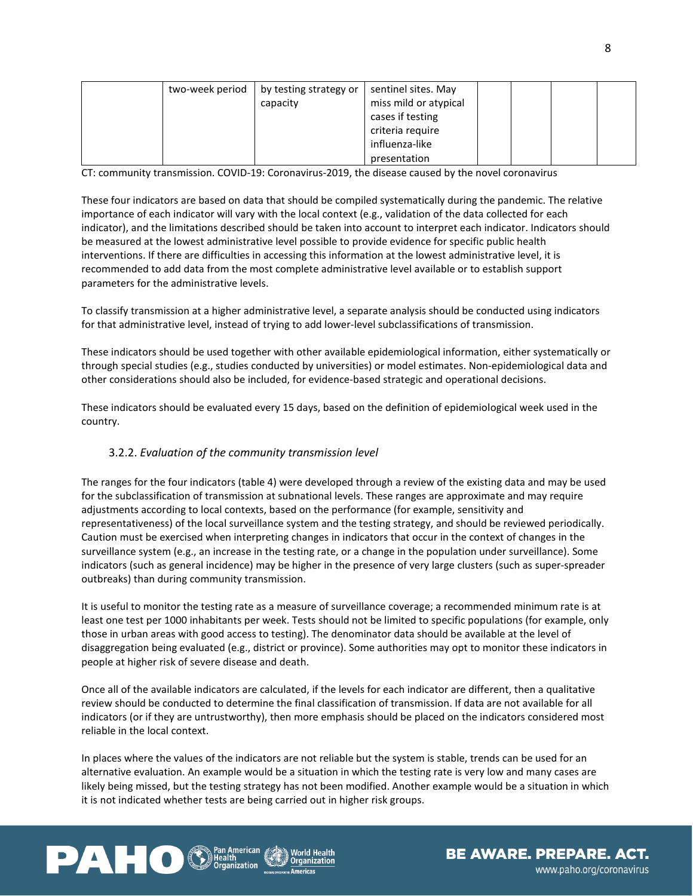| | two-week period | by testing strategy or capacity | sentinel sites. May miss mild or atypical cases if testing criteria require influenza-like presentation | | | | |
|---|---|---|---|---|---|---|---|

CT: community transmission. COVID-19: Coronavirus-2019, the disease caused by the novel coronavirus

These four indicators are based on data that should be compiled systematically during the pandemic. The relative importance of each indicator will vary with the local context (e.g., validation of the data collected for each indicator), and the limitations described should be taken into account to interpret each indicator. Indicators should be measured at the lowest administrative level possible to provide evidence for specific public health interventions. If there are difficulties in accessing this information at the lowest administrative level, it is recommended to add data from the most complete administrative level available or to establish support parameters for the administrative levels.

To classify transmission at a higher administrative level, a separate analysis should be conducted using indicators for that administrative level, instead of trying to add lower-level subclassifications of transmission.

These indicators should be used together with other available epidemiological information, either systematically or through special studies (e.g., studies conducted by universities) or model estimates. Non-epidemiological data and other considerations should also be included, for evidence-based strategic and operational decisions.

These indicators should be evaluated every 15 days, based on the definition of epidemiological week used in the country.

### 3.2.2. *Evaluation of the community transmission level*

The ranges for the four indicators (table 4) were developed through a review of the existing data and may be used for the subclassification of transmission at subnational levels. These ranges are approximate and may require adjustments according to local contexts, based on the performance (for example, sensitivity and representativeness) of the local surveillance system and the testing strategy, and should be reviewed periodically. Caution must be exercised when interpreting changes in indicators that occur in the context of changes in the surveillance system (e.g., an increase in the testing rate, or a change in the population under surveillance). Some indicators (such as general incidence) may be higher in the presence of very large clusters (such as super-spreader outbreaks) than during community transmission.

It is useful to monitor the testing rate as a measure of surveillance coverage; a recommended minimum rate is at least one test per 1000 inhabitants per week. Tests should not be limited to specific populations (for example, only those in urban areas with good access to testing). The denominator data should be available at the level of disaggregation being evaluated (e.g., district or province). Some authorities may opt to monitor these indicators in people at higher risk of severe disease and death.

Once all of the available indicators are calculated, if the levels for each indicator are different, then a qualitative review should be conducted to determine the final classification of transmission. If data are not available for all indicators (or if they are untrustworthy), then more emphasis should be placed on the indicators considered most reliable in the local context.

In places where the values of the indicators are not reliable but the system is stable, trends can be used for an alternative evaluation. An example would be a situation in which the testing rate is very low and many cases are likely being missed, but the testing strategy has not been modified. Another example would be a situation in which it is not indicated whether tests are being carried out in higher risk groups.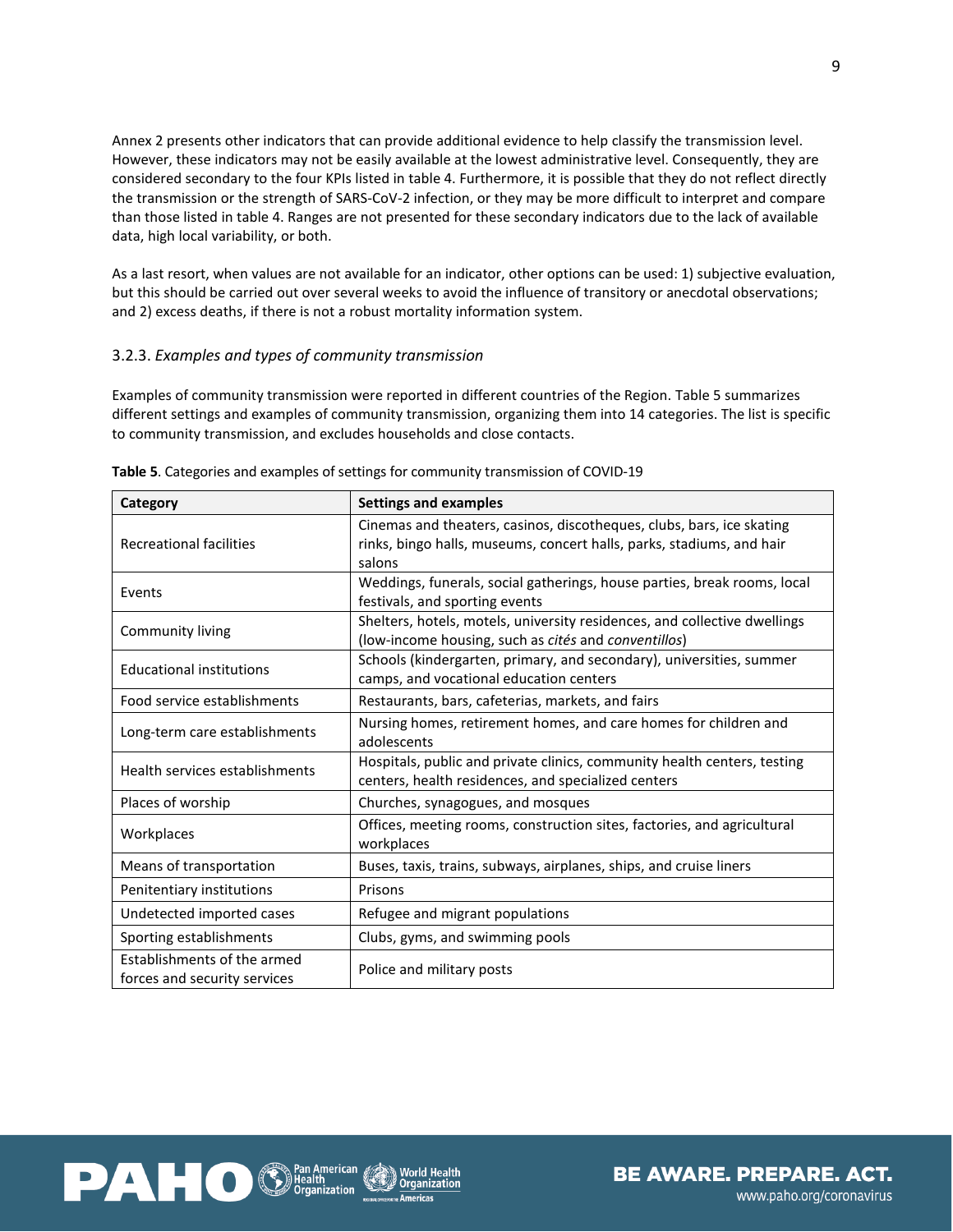Annex 2 presents other indicators that can provide additional evidence to help classify the transmission level. However, these indicators may not be easily available at the lowest administrative level. Consequently, they are considered secondary to the four KPIs listed in table 4. Furthermore, it is possible that they do not reflect directly the transmission or the strength of SARS-CoV-2 infection, or they may be more difficult to interpret and compare than those listed in table 4. Ranges are not presented for these secondary indicators due to the lack of available data, high local variability, or both.

As a last resort, when values are not available for an indicator, other options can be used: 1) subjective evaluation, but this should be carried out over several weeks to avoid the influence of transitory or anecdotal observations; and 2) excess deaths, if there is not a robust mortality information system.

### 3.2.3. *Examples and types of community transmission*

Examples of community transmission were reported in different countries of the Region. Table 5 summarizes different settings and examples of community transmission, organizing them into 14 categories. The list is specific to community transmission, and excludes households and close contacts.

**Table 5**. Categories and examples of settings for community transmission of COVID-19

| Category | Settings and examples |
|---|---|
| Recreational facilities | Cinemas and theaters, casinos, discotheques, clubs, bars, ice skating rinks, bingo halls, museums, concert halls, parks, stadiums, and hair salons |
| Events | Weddings, funerals, social gatherings, house parties, break rooms, local festivals, and sporting events |
| Community living | Shelters, hotels, motels, university residences, and collective dwellings (low-income housing, such as *cités* and *conventillos*) |
| Educational institutions | Schools (kindergarten, primary, and secondary), universities, summer camps, and vocational education centers |
| Food service establishments | Restaurants, bars, cafeterias, markets, and fairs |
| Long-term care establishments | Nursing homes, retirement homes, and care homes for children and adolescents |
| Health services establishments | Hospitals, public and private clinics, community health centers, testing centers, health residences, and specialized centers |
| Places of worship | Churches, synagogues, and mosques |
| Workplaces | Offices, meeting rooms, construction sites, factories, and agricultural workplaces |
| Means of transportation | Buses, taxis, trains, subways, airplanes, ships, and cruise liners |
| Penitentiary institutions | Prisons |
| Undetected imported cases | Refugee and migrant populations |
| Sporting establishments | Clubs, gyms, and swimming pools |
| Establishments of the armed forces and security services | Police and military posts |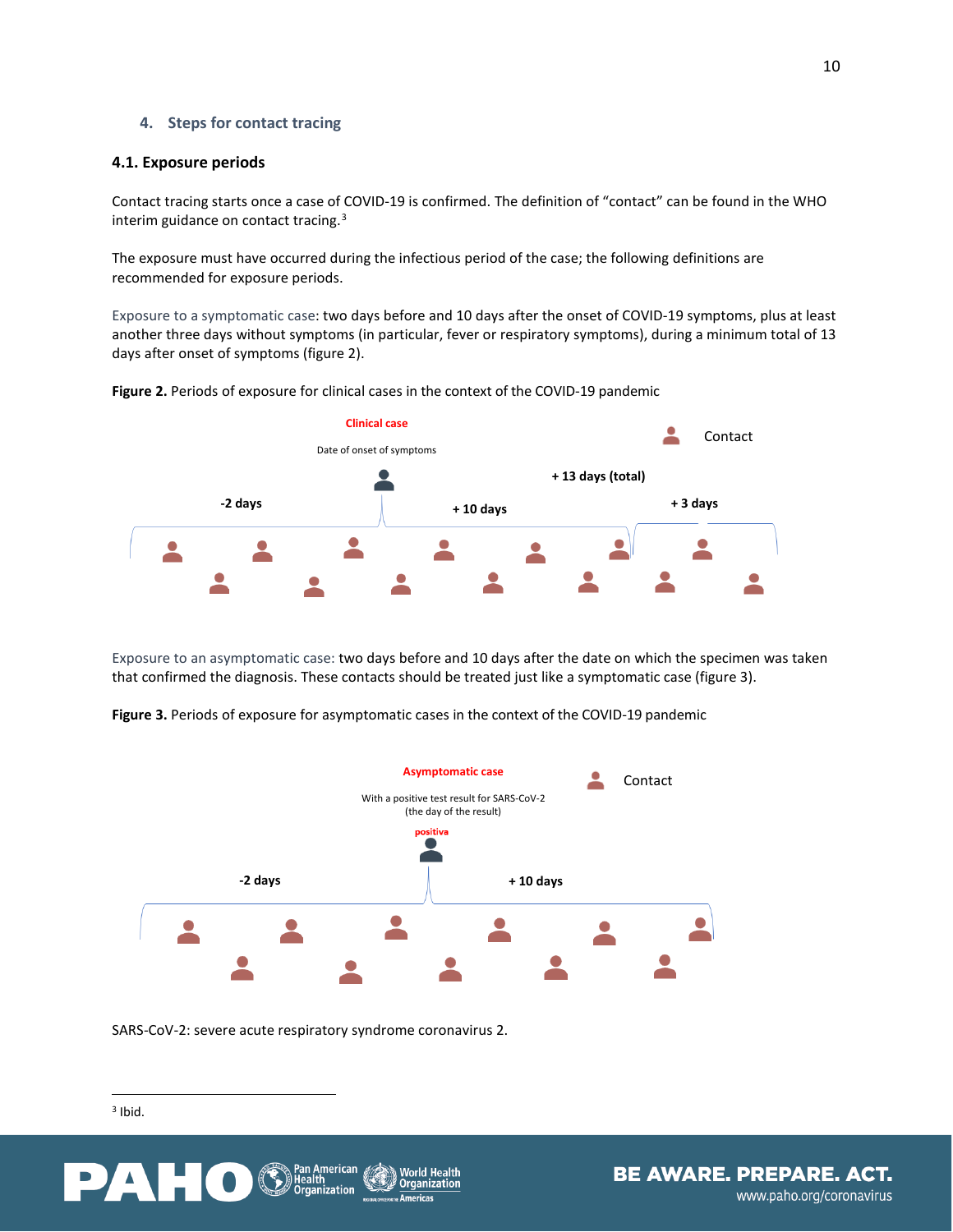## 4. Steps for contact tracing

### 4.1. Exposure periods

Contact tracing starts once a case of COVID-19 is confirmed. The definition of "contact" can be found in the WHO interim guidance on contact tracing.[3]

The exposure must have occurred during the infectious period of the case; the following definitions are recommended for exposure periods.

Exposure to a symptomatic case: two days before and 10 days after the onset of COVID-19 symptoms, plus at least another three days without symptoms (in particular, fever or respiratory symptoms), during a minimum total of 13 days after onset of symptoms (figure 2).

**Figure 2.** Periods of exposure for clinical cases in the context of the COVID-19 pandemic

Clinical case

Date of onset of symptoms

Contact

-2 days | + 10 days | + 3 days | + 13 days (total)

Exposure to an asymptomatic case: two days before and 10 days after the date on which the specimen was taken that confirmed the diagnosis. These contacts should be treated just like a symptomatic case (figure 3).

**Figure 3.** Periods of exposure for asymptomatic cases in the context of the COVID-19 pandemic

Asymptomatic case

With a positive test result for SARS-CoV-2 (the day of the result)

positiva

Contact

-2 days | + 10 days

SARS-CoV-2: severe acute respiratory syndrome coronavirus 2.

---

[3] Ibid.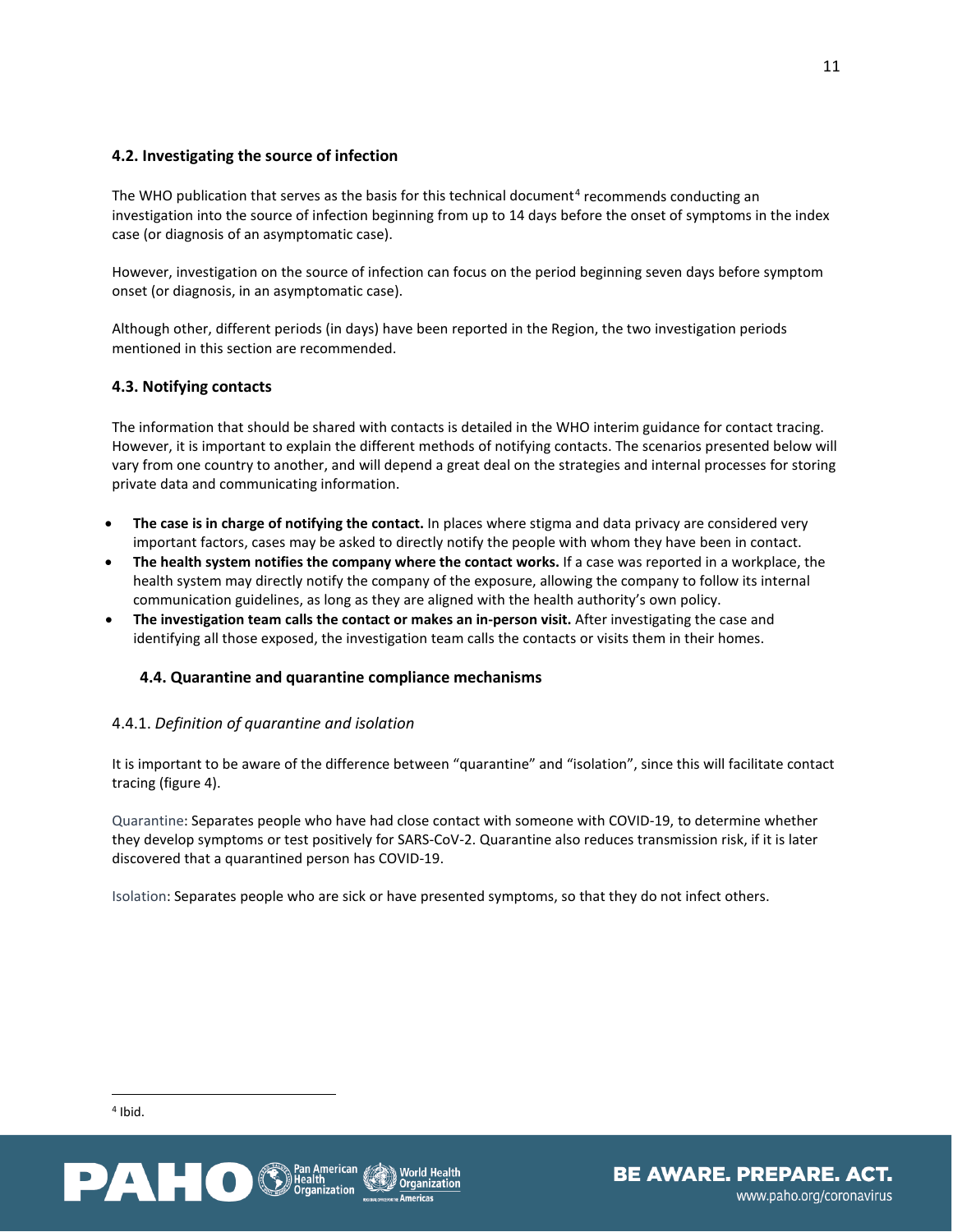### 4.2. Investigating the source of infection

The WHO publication that serves as the basis for this technical document[4] recommends conducting an investigation into the source of infection beginning from up to 14 days before the onset of symptoms in the index case (or diagnosis of an asymptomatic case).

However, investigation on the source of infection can focus on the period beginning seven days before symptom onset (or diagnosis, in an asymptomatic case).

Although other, different periods (in days) have been reported in the Region, the two investigation periods mentioned in this section are recommended.

### 4.3. Notifying contacts

The information that should be shared with contacts is detailed in the WHO interim guidance for contact tracing. However, it is important to explain the different methods of notifying contacts. The scenarios presented below will vary from one country to another, and will depend a great deal on the strategies and internal processes for storing private data and communicating information.

- **The case is in charge of notifying the contact.** In places where stigma and data privacy are considered very important factors, cases may be asked to directly notify the people with whom they have been in contact.
- **The health system notifies the company where the contact works.** If a case was reported in a workplace, the health system may directly notify the company of the exposure, allowing the company to follow its internal communication guidelines, as long as they are aligned with the health authority's own policy.
- **The investigation team calls the contact or makes an in-person visit.** After investigating the case and identifying all those exposed, the investigation team calls the contacts or visits them in their homes.

### 4.4. Quarantine and quarantine compliance mechanisms

#### 4.4.1. *Definition of quarantine and isolation*

It is important to be aware of the difference between "quarantine" and "isolation", since this will facilitate contact tracing (figure 4).

Quarantine: Separates people who have had close contact with someone with COVID-19, to determine whether they develop symptoms or test positively for SARS-CoV-2. Quarantine also reduces transmission risk, if it is later discovered that a quarantined person has COVID-19.

Isolation: Separates people who are sick or have presented symptoms, so that they do not infect others.

[4] Ibid.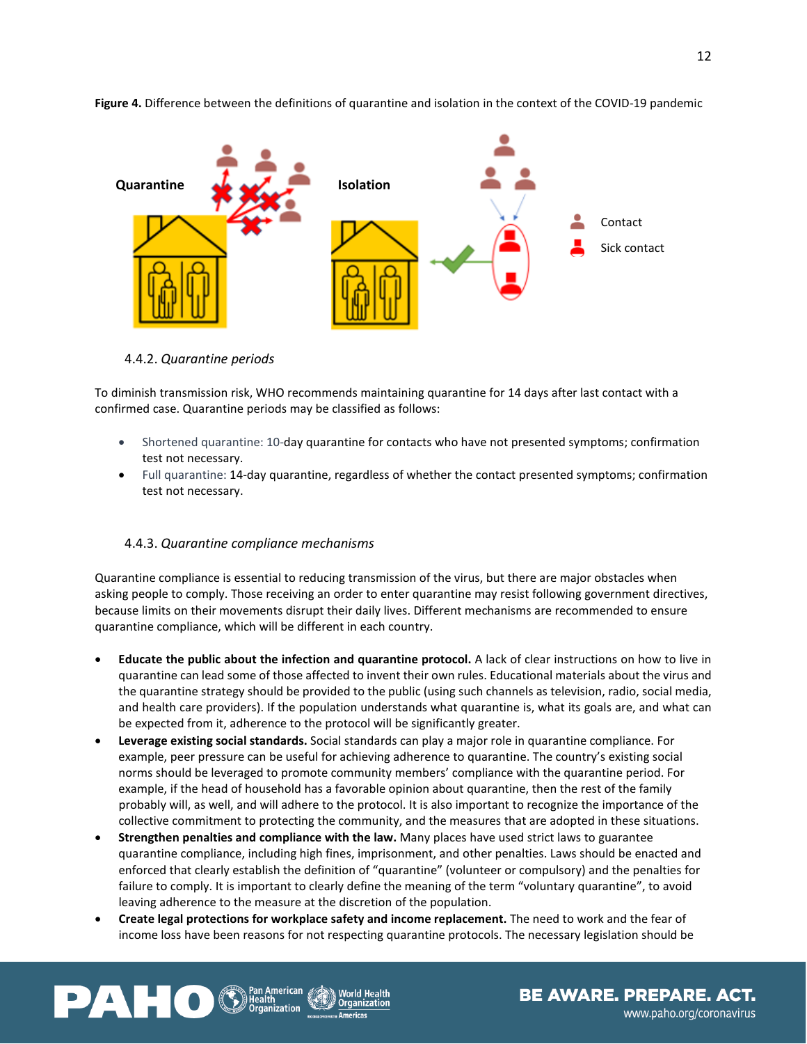**Figure 4.** Difference between the definitions of quarantine and isolation in the context of the COVID-19 pandemic

Quarantine

Isolation

Contact

Sick contact

#### 4.4.2. *Quarantine periods*

To diminish transmission risk, WHO recommends maintaining quarantine for 14 days after last contact with a confirmed case. Quarantine periods may be classified as follows:

- Shortened quarantine: 10-day quarantine for contacts who have not presented symptoms; confirmation test not necessary.
- Full quarantine: 14-day quarantine, regardless of whether the contact presented symptoms; confirmation test not necessary.

#### 4.4.3. *Quarantine compliance mechanisms*

Quarantine compliance is essential to reducing transmission of the virus, but there are major obstacles when asking people to comply. Those receiving an order to enter quarantine may resist following government directives, because limits on their movements disrupt their daily lives. Different mechanisms are recommended to ensure quarantine compliance, which will be different in each country.

- **Educate the public about the infection and quarantine protocol.** A lack of clear instructions on how to live in quarantine can lead some of those affected to invent their own rules. Educational materials about the virus and the quarantine strategy should be provided to the public (using such channels as television, radio, social media, and health care providers). If the population understands what quarantine is, what its goals are, and what can be expected from it, adherence to the protocol will be significantly greater.
- **Leverage existing social standards.** Social standards can play a major role in quarantine compliance. For example, peer pressure can be useful for achieving adherence to quarantine. The country's existing social norms should be leveraged to promote community members' compliance with the quarantine period. For example, if the head of household has a favorable opinion about quarantine, then the rest of the family probably will, as well, and will adhere to the protocol. It is also important to recognize the importance of the collective commitment to protecting the community, and the measures that are adopted in these situations.
- **Strengthen penalties and compliance with the law.** Many places have used strict laws to guarantee quarantine compliance, including high fines, imprisonment, and other penalties. Laws should be enacted and enforced that clearly establish the definition of "quarantine" (volunteer or compulsory) and the penalties for failure to comply. It is important to clearly define the meaning of the term "voluntary quarantine", to avoid leaving adherence to the measure at the discretion of the population.
- **Create legal protections for workplace safety and income replacement.** The need to work and the fear of income loss have been reasons for not respecting quarantine protocols. The necessary legislation should be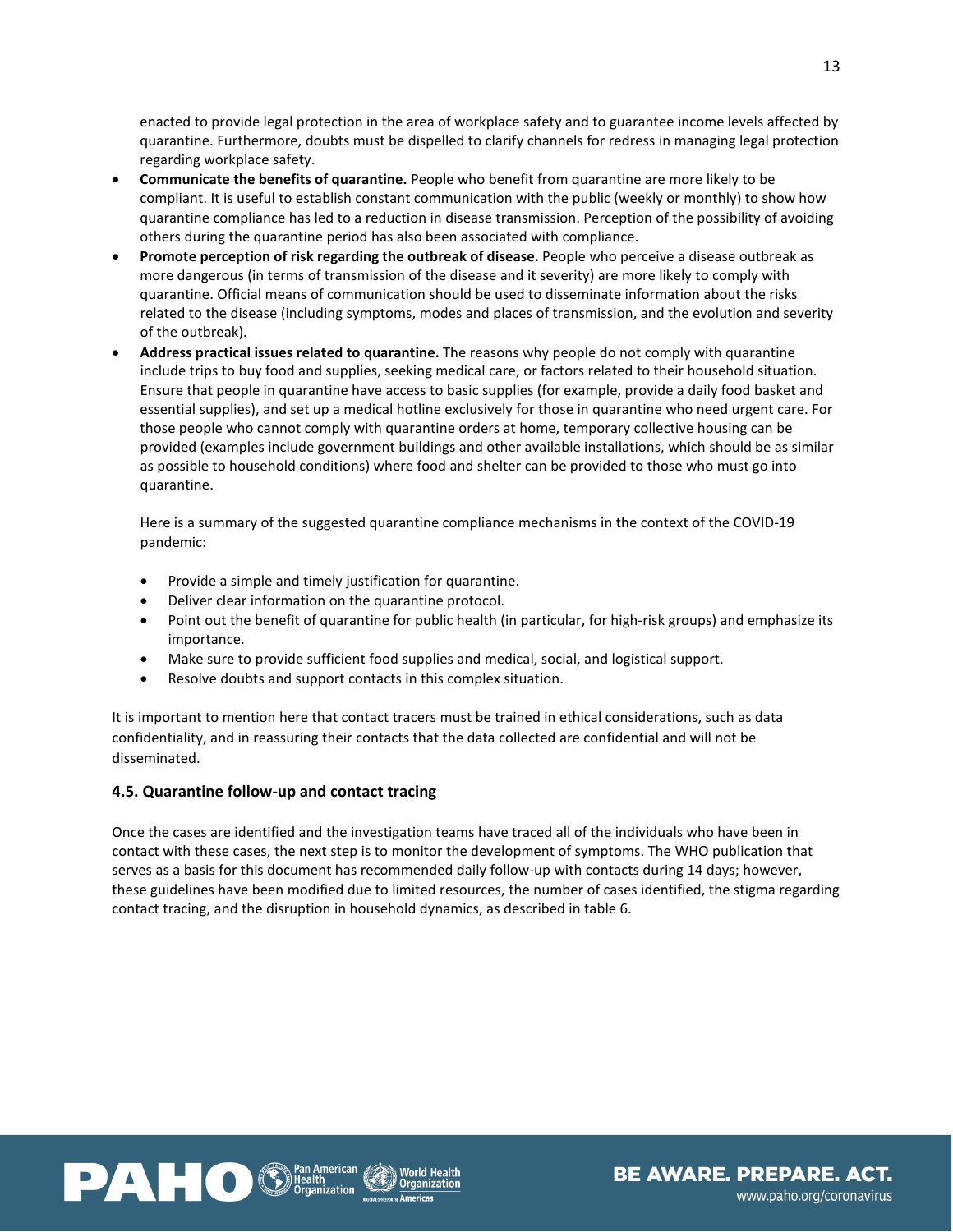enacted to provide legal protection in the area of workplace safety and to guarantee income levels affected by quarantine. Furthermore, doubts must be dispelled to clarify channels for redress in managing legal protection regarding workplace safety.

- **Communicate the benefits of quarantine.** People who benefit from quarantine are more likely to be compliant. It is useful to establish constant communication with the public (weekly or monthly) to show how quarantine compliance has led to a reduction in disease transmission. Perception of the possibility of avoiding others during the quarantine period has also been associated with compliance.
- **Promote perception of risk regarding the outbreak of disease.** People who perceive a disease outbreak as more dangerous (in terms of transmission of the disease and it severity) are more likely to comply with quarantine. Official means of communication should be used to disseminate information about the risks related to the disease (including symptoms, modes and places of transmission, and the evolution and severity of the outbreak).
- **Address practical issues related to quarantine.** The reasons why people do not comply with quarantine include trips to buy food and supplies, seeking medical care, or factors related to their household situation. Ensure that people in quarantine have access to basic supplies (for example, provide a daily food basket and essential supplies), and set up a medical hotline exclusively for those in quarantine who need urgent care. For those people who cannot comply with quarantine orders at home, temporary collective housing can be provided (examples include government buildings and other available installations, which should be as similar as possible to household conditions) where food and shelter can be provided to those who must go into quarantine.

Here is a summary of the suggested quarantine compliance mechanisms in the context of the COVID-19 pandemic:

- Provide a simple and timely justification for quarantine.
- Deliver clear information on the quarantine protocol.
- Point out the benefit of quarantine for public health (in particular, for high-risk groups) and emphasize its importance.
- Make sure to provide sufficient food supplies and medical, social, and logistical support.
- Resolve doubts and support contacts in this complex situation.

It is important to mention here that contact tracers must be trained in ethical considerations, such as data confidentiality, and in reassuring their contacts that the data collected are confidential and will not be disseminated.

### 4.5. Quarantine follow-up and contact tracing

Once the cases are identified and the investigation teams have traced all of the individuals who have been in contact with these cases, the next step is to monitor the development of symptoms. The WHO publication that serves as a basis for this document has recommended daily follow-up with contacts during 14 days; however, these guidelines have been modified due to limited resources, the number of cases identified, the stigma regarding contact tracing, and the disruption in household dynamics, as described in table 6.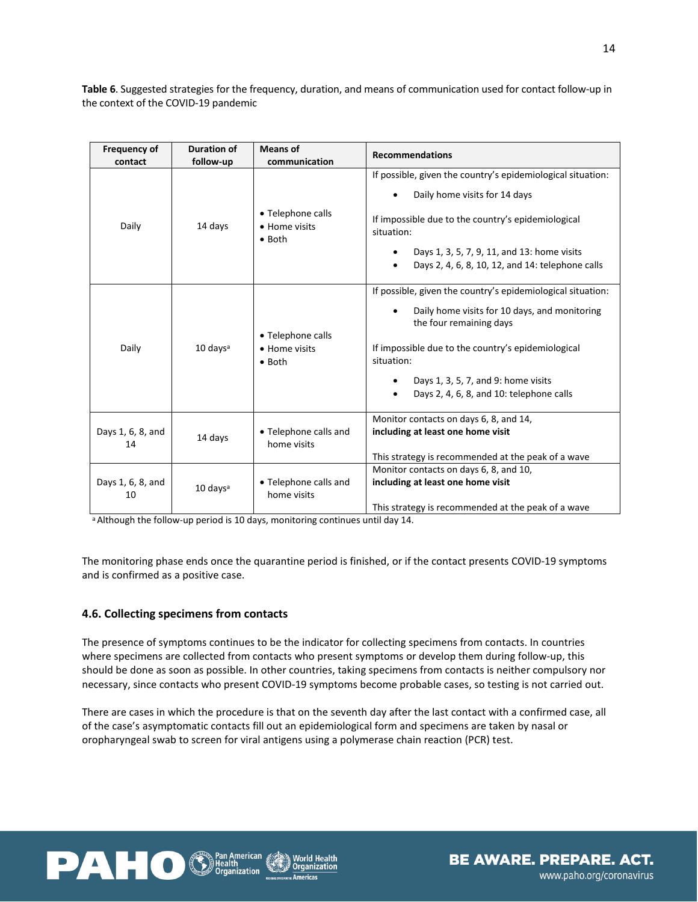**Table 6**. Suggested strategies for the frequency, duration, and means of communication used for contact follow-up in the context of the COVID-19 pandemic

| Frequency of contact | Duration of follow-up | Means of communication | Recommendations |
|---|---|---|---|
| Daily | 14 days | • Telephone calls<br>• Home visits<br>• Both | If possible, given the country's epidemiological situation:<br>• Daily home visits for 14 days<br><br>If impossible due to the country's epidemiological situation:<br>• Days 1, 3, 5, 7, 9, 11, and 13: home visits<br>• Days 2, 4, 6, 8, 10, 12, and 14: telephone calls |
| Daily | 10 days[a] | • Telephone calls<br>• Home visits<br>• Both | If possible, given the country's epidemiological situation:<br>• Daily home visits for 10 days, and monitoring the four remaining days<br><br>If impossible due to the country's epidemiological situation:<br>• Days 1, 3, 5, 7, and 9: home visits<br>• Days 2, 4, 6, 8, and 10: telephone calls |
| Days 1, 6, 8, and 14 | 14 days | • Telephone calls and home visits | Monitor contacts on days 6, 8, and 14, **including at least one home visit**<br><br>This strategy is recommended at the peak of a wave |
| Days 1, 6, 8, and 10 | 10 days[a] | • Telephone calls and home visits | Monitor contacts on days 6, 8, and 10, **including at least one home visit**<br><br>This strategy is recommended at the peak of a wave |

[a] Although the follow-up period is 10 days, monitoring continues until day 14.

The monitoring phase ends once the quarantine period is finished, or if the contact presents COVID-19 symptoms and is confirmed as a positive case.

### 4.6. Collecting specimens from contacts

The presence of symptoms continues to be the indicator for collecting specimens from contacts. In countries where specimens are collected from contacts who present symptoms or develop them during follow-up, this should be done as soon as possible. In other countries, taking specimens from contacts is neither compulsory nor necessary, since contacts who present COVID-19 symptoms become probable cases, so testing is not carried out.

There are cases in which the procedure is that on the seventh day after the last contact with a confirmed case, all of the case's asymptomatic contacts fill out an epidemiological form and specimens are taken by nasal or oropharyngeal swab to screen for viral antigens using a polymerase chain reaction (PCR) test.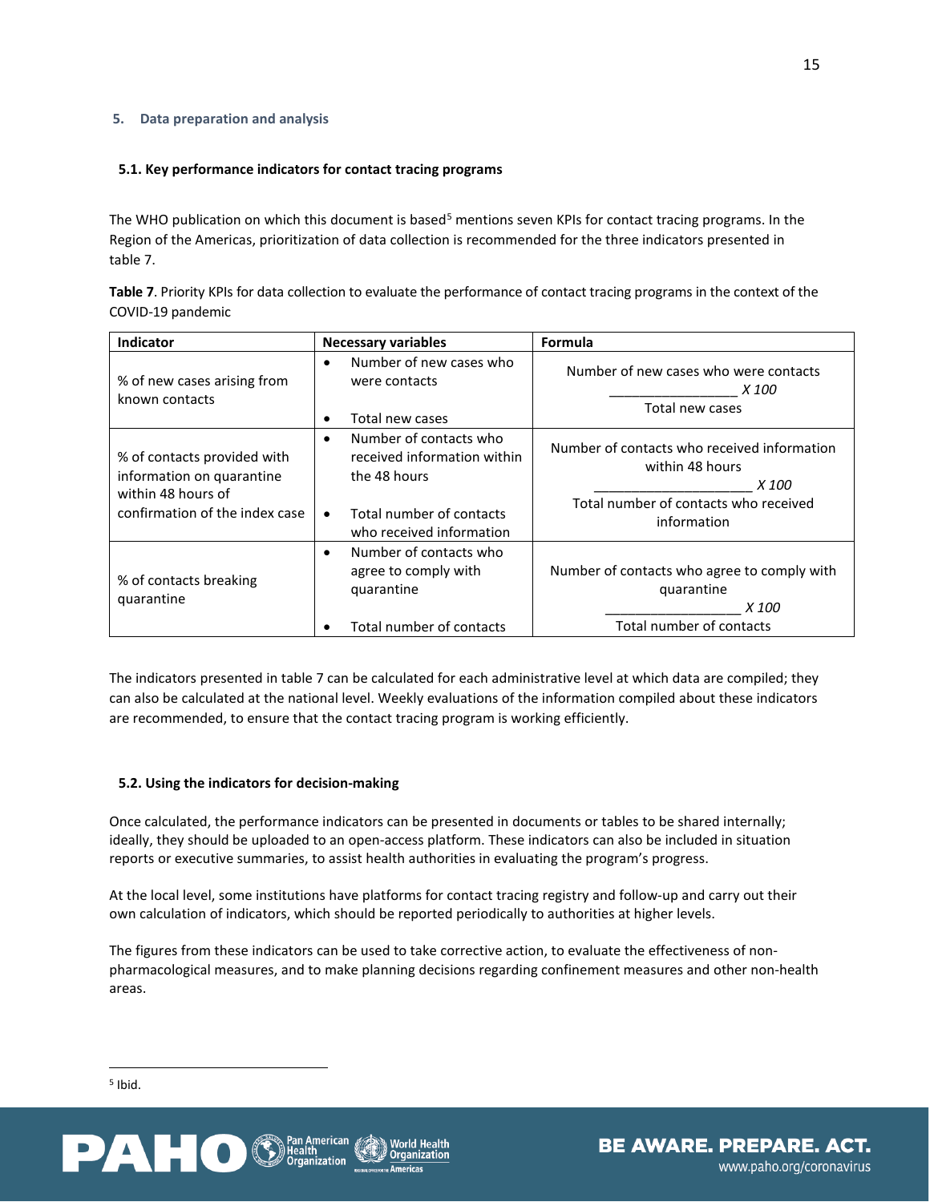## 5. Data preparation and analysis

### 5.1. Key performance indicators for contact tracing programs

The WHO publication on which this document is based[5] mentions seven KPIs for contact tracing programs. In the Region of the Americas, prioritization of data collection is recommended for the three indicators presented in table 7.

**Table 7**. Priority KPIs for data collection to evaluate the performance of contact tracing programs in the context of the COVID-19 pandemic

| Indicator | Necessary variables | Formula |
|---|---|---|
| % of new cases arising from known contacts | • Number of new cases who were contacts<br>• Total new cases | $\frac{\text{Number of new cases who were contacts}}{\text{Total new cases}} \times 100$ |
| % of contacts provided with information on quarantine within 48 hours of confirmation of the index case | • Number of contacts who received information within the 48 hours<br>• Total number of contacts who received information | $\frac{\text{Number of contacts who received information within 48 hours}}{\text{Total number of contacts who received information}} \times 100$ |
| % of contacts breaking quarantine | • Number of contacts who agree to comply with quarantine<br>• Total number of contacts | $\frac{\text{Number of contacts who agree to comply with quarantine}}{\text{Total number of contacts}} \times 100$ |

The indicators presented in table 7 can be calculated for each administrative level at which data are compiled; they can also be calculated at the national level. Weekly evaluations of the information compiled about these indicators are recommended, to ensure that the contact tracing program is working efficiently.

### 5.2. Using the indicators for decision-making

Once calculated, the performance indicators can be presented in documents or tables to be shared internally; ideally, they should be uploaded to an open-access platform. These indicators can also be included in situation reports or executive summaries, to assist health authorities in evaluating the program's progress.

At the local level, some institutions have platforms for contact tracing registry and follow-up and carry out their own calculation of indicators, which should be reported periodically to authorities at higher levels.

The figures from these indicators can be used to take corrective action, to evaluate the effectiveness of non-pharmacological measures, and to make planning decisions regarding confinement measures and other non-health areas.

[5] Ibid.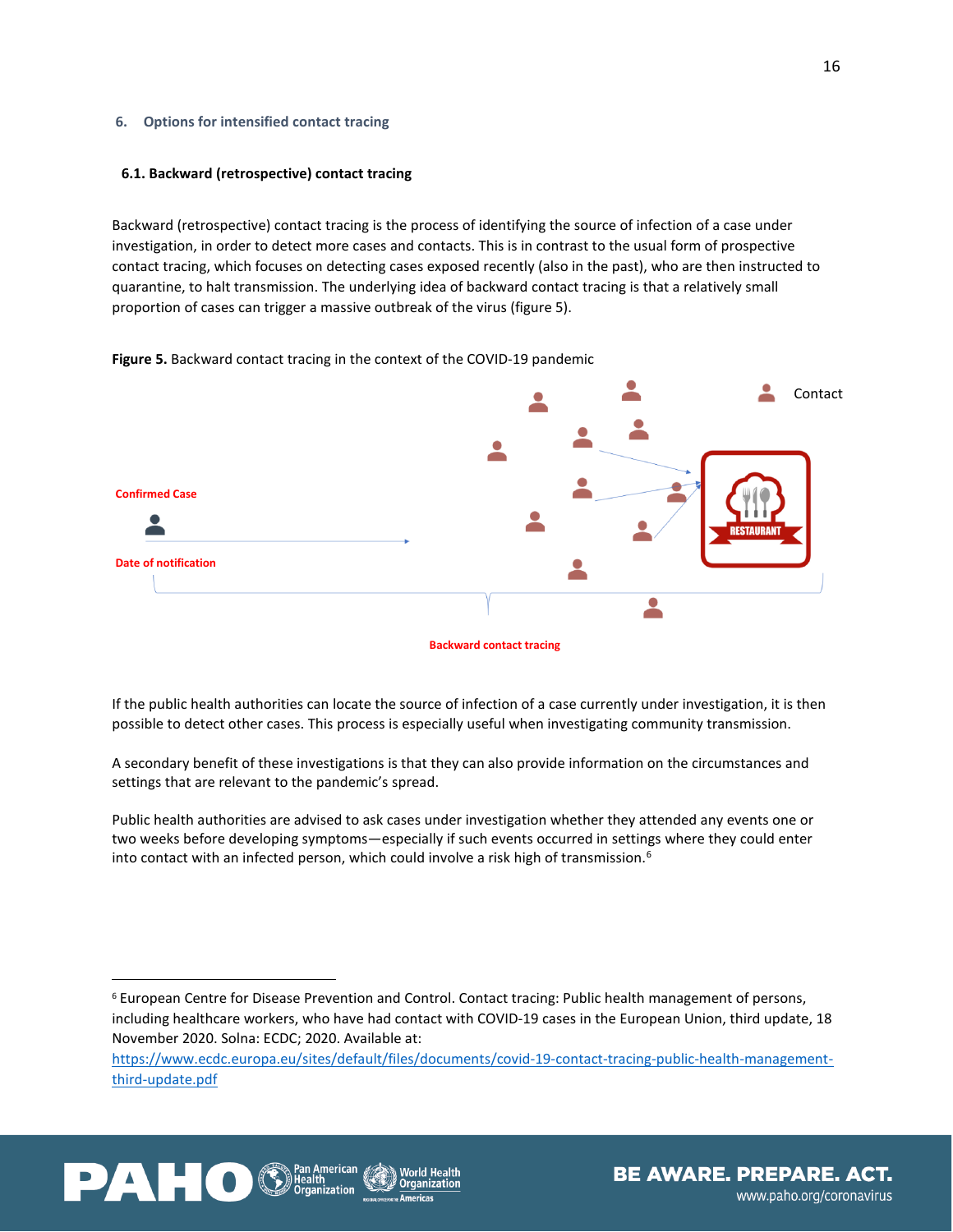## 6. Options for intensified contact tracing

### 6.1. Backward (retrospective) contact tracing

Backward (retrospective) contact tracing is the process of identifying the source of infection of a case under investigation, in order to detect more cases and contacts. This is in contrast to the usual form of prospective contact tracing, which focuses on detecting cases exposed recently (also in the past), who are then instructed to quarantine, to halt transmission. The underlying idea of backward contact tracing is that a relatively small proportion of cases can trigger a massive outbreak of the virus (figure 5).

**Figure 5.** Backward contact tracing in the context of the COVID-19 pandemic

If the public health authorities can locate the source of infection of a case currently under investigation, it is then possible to detect other cases. This process is especially useful when investigating community transmission.

A secondary benefit of these investigations is that they can also provide information on the circumstances and settings that are relevant to the pandemic's spread.

Public health authorities are advised to ask cases under investigation whether they attended any events one or two weeks before developing symptoms—especially if such events occurred in settings where they could enter into contact with an infected person, which could involve a risk high of transmission.[6]

---

[6] European Centre for Disease Prevention and Control. Contact tracing: Public health management of persons, including healthcare workers, who have had contact with COVID-19 cases in the European Union, third update, 18 November 2020. Solna: ECDC; 2020. Available at: https://www.ecdc.europa.eu/sites/default/files/documents/covid-19-contact-tracing-public-health-management-third-update.pdf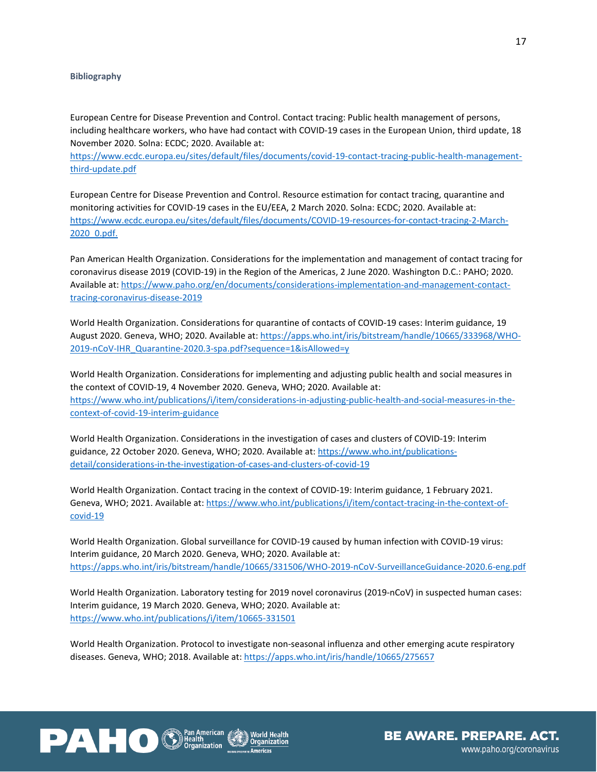**Bibliography**

European Centre for Disease Prevention and Control. Contact tracing: Public health management of persons, including healthcare workers, who have had contact with COVID-19 cases in the European Union, third update, 18 November 2020. Solna: ECDC; 2020. Available at: https://www.ecdc.europa.eu/sites/default/files/documents/covid-19-contact-tracing-public-health-management-third-update.pdf

European Centre for Disease Prevention and Control. Resource estimation for contact tracing, quarantine and monitoring activities for COVID-19 cases in the EU/EEA, 2 March 2020. Solna: ECDC; 2020. Available at: https://www.ecdc.europa.eu/sites/default/files/documents/COVID-19-resources-for-contact-tracing-2-March-2020_0.pdf.

Pan American Health Organization. Considerations for the implementation and management of contact tracing for coronavirus disease 2019 (COVID-19) in the Region of the Americas, 2 June 2020. Washington D.C.: PAHO; 2020. Available at: https://www.paho.org/en/documents/considerations-implementation-and-management-contact-tracing-coronavirus-disease-2019

World Health Organization. Considerations for quarantine of contacts of COVID-19 cases: Interim guidance, 19 August 2020. Geneva, WHO; 2020. Available at: https://apps.who.int/iris/bitstream/handle/10665/333968/WHO-2019-nCoV-IHR_Quarantine-2020.3-spa.pdf?sequence=1&isAllowed=y

World Health Organization. Considerations for implementing and adjusting public health and social measures in the context of COVID-19, 4 November 2020. Geneva, WHO; 2020. Available at: https://www.who.int/publications/i/item/considerations-in-adjusting-public-health-and-social-measures-in-the-context-of-covid-19-interim-guidance

World Health Organization. Considerations in the investigation of cases and clusters of COVID-19: Interim guidance, 22 October 2020. Geneva, WHO; 2020. Available at: https://www.who.int/publications-detail/considerations-in-the-investigation-of-cases-and-clusters-of-covid-19

World Health Organization. Contact tracing in the context of COVID-19: Interim guidance, 1 February 2021. Geneva, WHO; 2021. Available at: https://www.who.int/publications/i/item/contact-tracing-in-the-context-of-covid-19

World Health Organization. Global surveillance for COVID-19 caused by human infection with COVID-19 virus: Interim guidance, 20 March 2020. Geneva, WHO; 2020. Available at: https://apps.who.int/iris/bitstream/handle/10665/331506/WHO-2019-nCoV-SurveillanceGuidance-2020.6-eng.pdf

World Health Organization. Laboratory testing for 2019 novel coronavirus (2019-nCoV) in suspected human cases: Interim guidance, 19 March 2020. Geneva, WHO; 2020. Available at: https://www.who.int/publications/i/item/10665-331501

World Health Organization. Protocol to investigate non-seasonal influenza and other emerging acute respiratory diseases. Geneva, WHO; 2018. Available at: https://apps.who.int/iris/handle/10665/275657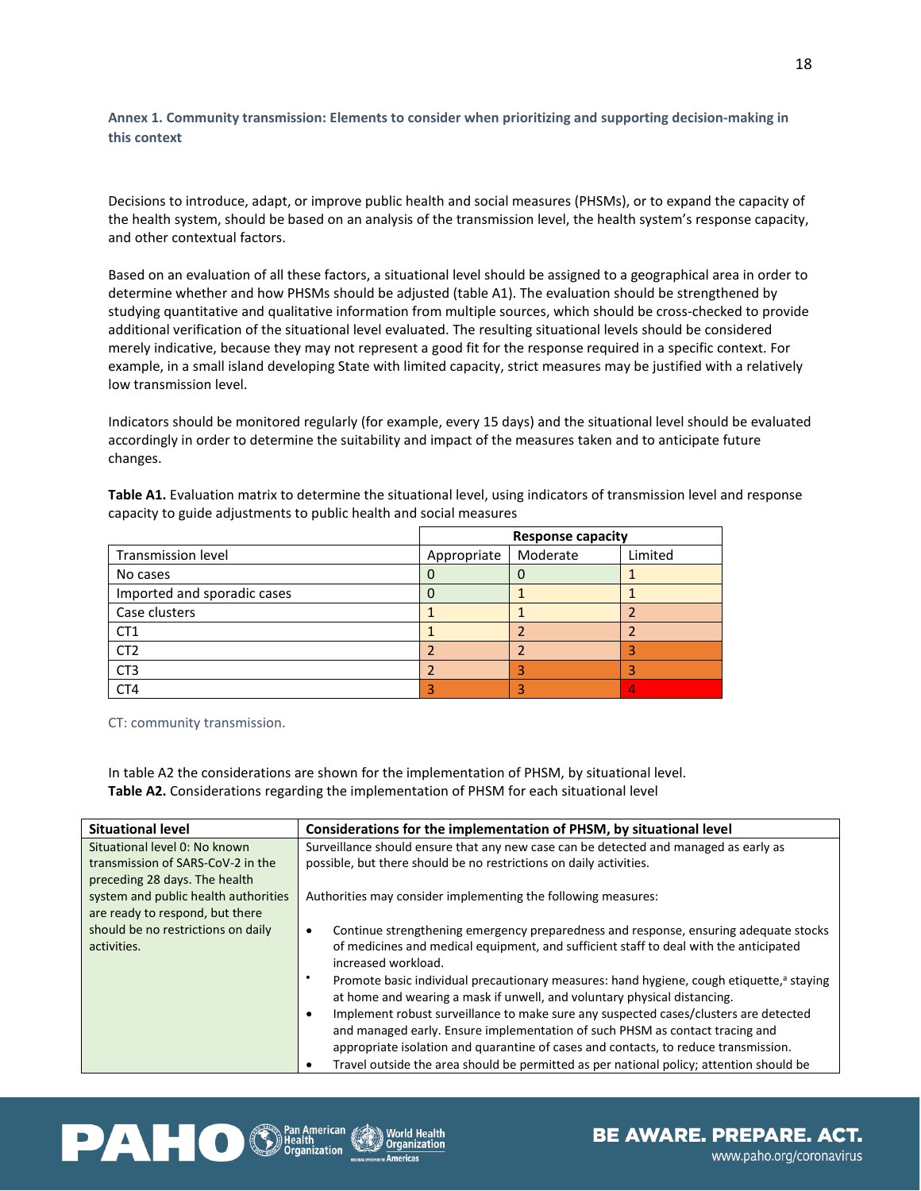### Annex 1. Community transmission: Elements to consider when prioritizing and supporting decision-making in this context

Decisions to introduce, adapt, or improve public health and social measures (PHSMs), or to expand the capacity of the health system, should be based on an analysis of the transmission level, the health system's response capacity, and other contextual factors.

Based on an evaluation of all these factors, a situational level should be assigned to a geographical area in order to determine whether and how PHSMs should be adjusted (table A1). The evaluation should be strengthened by studying quantitative and qualitative information from multiple sources, which should be cross-checked to provide additional verification of the situational level evaluated. The resulting situational levels should be considered merely indicative, because they may not represent a good fit for the response required in a specific context. For example, in a small island developing State with limited capacity, strict measures may be justified with a relatively low transmission level.

Indicators should be monitored regularly (for example, every 15 days) and the situational level should be evaluated accordingly in order to determine the suitability and impact of the measures taken and to anticipate future changes.

**Table A1.** Evaluation matrix to determine the situational level, using indicators of transmission level and response capacity to guide adjustments to public health and social measures

| | Response capacity | | |
|---|---|---|---|
| Transmission level | Appropriate | Moderate | Limited |
| No cases | 0 | 0 | 1 |
| Imported and sporadic cases | 0 | 1 | 1 |
| Case clusters | 1 | 1 | 2 |
| CT1 | 1 | 2 | 2 |
| CT2 | 2 | 2 | 3 |
| CT3 | 2 | 3 | 3 |
| CT4 | 3 | 3 | 4 |

CT: community transmission.

In table A2 the considerations are shown for the implementation of PHSM, by situational level.

**Table A2.** Considerations regarding the implementation of PHSM for each situational level

| Situational level | Considerations for the implementation of PHSM, by situational level |
|---|---|
| Situational level 0: No known transmission of SARS-CoV-2 in the preceding 28 days. The health system and public health authorities are ready to respond, but there should be no restrictions on daily activities. | Surveillance should ensure that any new case can be detected and managed as early as possible, but there should be no restrictions on daily activities.<br><br>Authorities may consider implementing the following measures:<br><br>• Continue strengthening emergency preparedness and response, ensuring adequate stocks of medicines and medical equipment, and sufficient staff to deal with the anticipated increased workload.<br>• Promote basic individual precautionary measures: hand hygiene, cough etiquette,[a] staying at home and wearing a mask if unwell, and voluntary physical distancing.<br>• Implement robust surveillance to make sure any suspected cases/clusters are detected and managed early. Ensure implementation of such PHSM as contact tracing and appropriate isolation and quarantine of cases and contacts, to reduce transmission.<br>• Travel outside the area should be permitted as per national policy; attention should be |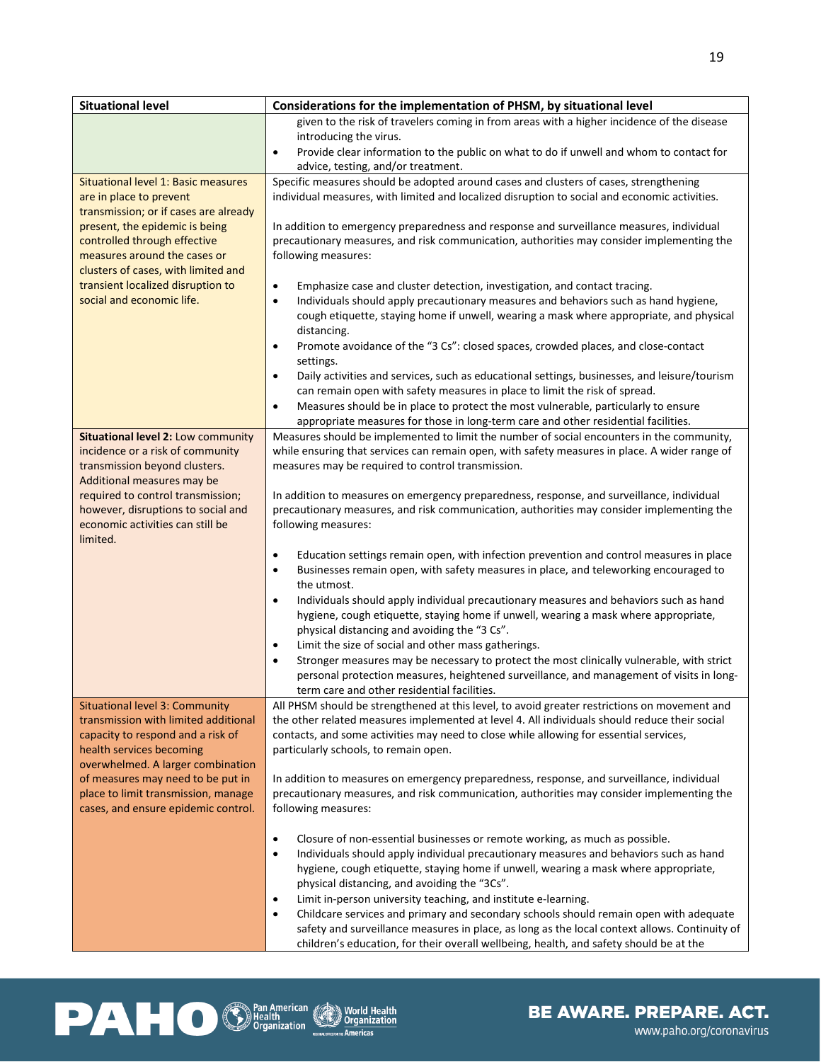| Situational level | Considerations for the implementation of PHSM, by situational level |
| --- | --- |
| | given to the risk of travelers coming in from areas with a higher incidence of the disease introducing the virus.<br>• Provide clear information to the public on what to do if unwell and whom to contact for advice, testing, and/or treatment. |
| Situational level 1: Basic measures are in place to prevent transmission; or if cases are already present, the epidemic is being controlled through effective measures around the cases or clusters of cases, with limited and transient localized disruption to social and economic life. | Specific measures should be adopted around cases and clusters of cases, strengthening individual measures, with limited and localized disruption to social and economic activities.<br><br>In addition to emergency preparedness and response and surveillance measures, individual precautionary measures, and risk communication, authorities may consider implementing the following measures:<br><br>• Emphasize case and cluster detection, investigation, and contact tracing.<br>• Individuals should apply precautionary measures and behaviors such as hand hygiene, cough etiquette, staying home if unwell, wearing a mask where appropriate, and physical distancing.<br>• Promote avoidance of the "3 Cs": closed spaces, crowded places, and close-contact settings.<br>• Daily activities and services, such as educational settings, businesses, and leisure/tourism can remain open with safety measures in place to limit the risk of spread.<br>• Measures should be in place to protect the most vulnerable, particularly to ensure appropriate measures for those in long-term care and other residential facilities. |
| **Situational level 2:** Low community incidence or a risk of community transmission beyond clusters. Additional measures may be required to control transmission; however, disruptions to social and economic activities can still be limited. | Measures should be implemented to limit the number of social encounters in the community, while ensuring that services can remain open, with safety measures in place. A wider range of measures may be required to control transmission.<br><br>In addition to measures on emergency preparedness, response, and surveillance, individual precautionary measures, and risk communication, authorities may consider implementing the following measures:<br><br>• Education settings remain open, with infection prevention and control measures in place<br>• Businesses remain open, with safety measures in place, and teleworking encouraged to the utmost.<br>• Individuals should apply individual precautionary measures and behaviors such as hand hygiene, cough etiquette, staying home if unwell, wearing a mask where appropriate, physical distancing and avoiding the "3 Cs".<br>• Limit the size of social and other mass gatherings.<br>• Stronger measures may be necessary to protect the most clinically vulnerable, with strict personal protection measures, heightened surveillance, and management of visits in long-term care and other residential facilities. |
| Situational level 3: Community transmission with limited additional capacity to respond and a risk of health services becoming overwhelmed. A larger combination of measures may need to be put in place to limit transmission, manage cases, and ensure epidemic control. | All PHSM should be strengthened at this level, to avoid greater restrictions on movement and the other related measures implemented at level 4. All individuals should reduce their social contacts, and some activities may need to close while allowing for essential services, particularly schools, to remain open.<br><br>In addition to measures on emergency preparedness, response, and surveillance, individual precautionary measures, and risk communication, authorities may consider implementing the following measures:<br><br>• Closure of non-essential businesses or remote working, as much as possible.<br>• Individuals should apply individual precautionary measures and behaviors such as hand hygiene, cough etiquette, staying home if unwell, wearing a mask where appropriate, physical distancing, and avoiding the "3Cs".<br>• Limit in-person university teaching, and institute e-learning.<br>• Childcare services and primary and secondary schools should remain open with adequate safety and surveillance measures in place, as long as the local context allows. Continuity of children's education, for their overall wellbeing, health, and safety should be at the |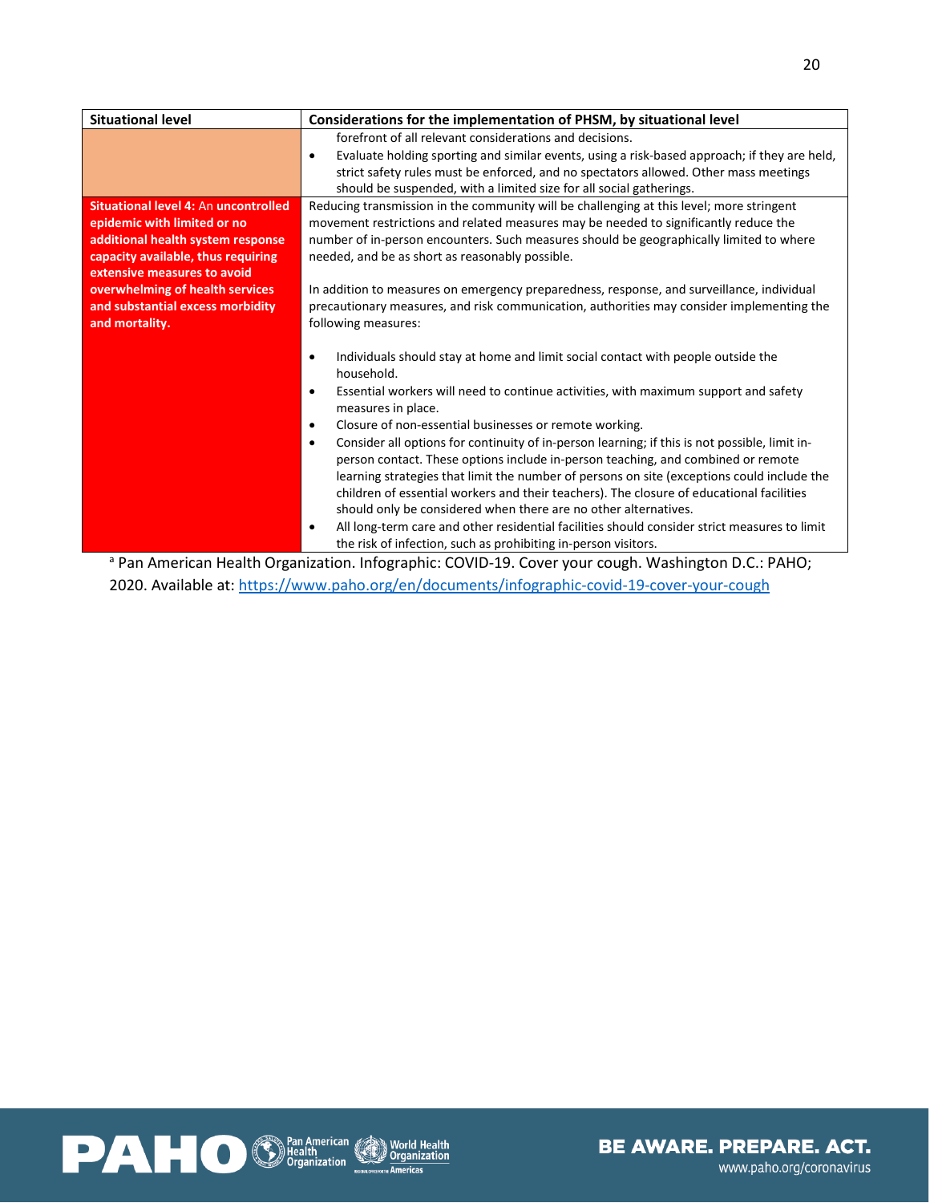| Situational level | Considerations for the implementation of PHSM, by situational level |
|---|---|
| | forefront of all relevant considerations and decisions.<br>• Evaluate holding sporting and similar events, using a risk-based approach; if they are held, strict safety rules must be enforced, and no spectators allowed. Other mass meetings should be suspended, with a limited size for all social gatherings. |
| **Situational level 4:** An **uncontrolled epidemic with limited or no additional health system response capacity available, thus requiring extensive measures to avoid overwhelming of health services and substantial excess morbidity and mortality.** | Reducing transmission in the community will be challenging at this level; more stringent movement restrictions and related measures may be needed to significantly reduce the number of in-person encounters. Such measures should be geographically limited to where needed, and be as short as reasonably possible.<br><br>In addition to measures on emergency preparedness, response, and surveillance, individual precautionary measures, and risk communication, authorities may consider implementing the following measures:<br><br>• Individuals should stay at home and limit social contact with people outside the household.<br>• Essential workers will need to continue activities, with maximum support and safety measures in place.<br>• Closure of non-essential businesses or remote working.<br>• Consider all options for continuity of in-person learning; if this is not possible, limit in-person contact. These options include in-person teaching, and combined or remote learning strategies that limit the number of persons on site (exceptions could include the children of essential workers and their teachers). The closure of educational facilities should only be considered when there are no other alternatives.<br>• All long-term care and other residential facilities should consider strict measures to limit the risk of infection, such as prohibiting in-person visitors. |

[a] Pan American Health Organization. Infographic: COVID-19. Cover your cough. Washington D.C.: PAHO; 2020. Available at: https://www.paho.org/en/documents/infographic-covid-19-cover-your-cough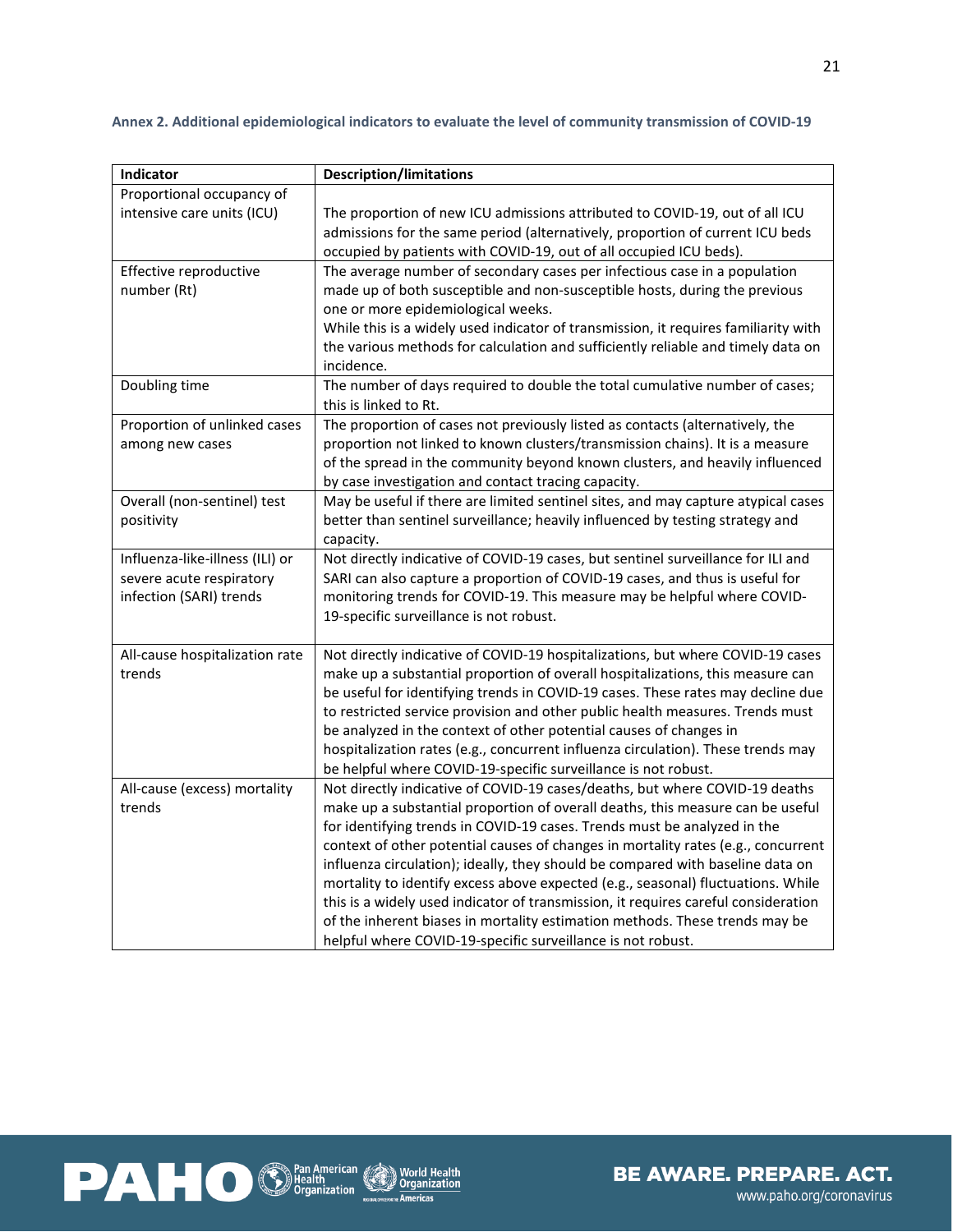**Annex 2. Additional epidemiological indicators to evaluate the level of community transmission of COVID-19**

| Indicator | Description/limitations |
|---|---|
| Proportional occupancy of intensive care units (ICU) | The proportion of new ICU admissions attributed to COVID-19, out of all ICU admissions for the same period (alternatively, proportion of current ICU beds occupied by patients with COVID-19, out of all occupied ICU beds). |
| Effective reproductive number (Rt) | The average number of secondary cases per infectious case in a population made up of both susceptible and non-susceptible hosts, during the previous one or more epidemiological weeks. While this is a widely used indicator of transmission, it requires familiarity with the various methods for calculation and sufficiently reliable and timely data on incidence. |
| Doubling time | The number of days required to double the total cumulative number of cases; this is linked to Rt. |
| Proportion of unlinked cases among new cases | The proportion of cases not previously listed as contacts (alternatively, the proportion not linked to known clusters/transmission chains). It is a measure of the spread in the community beyond known clusters, and heavily influenced by case investigation and contact tracing capacity. |
| Overall (non-sentinel) test positivity | May be useful if there are limited sentinel sites, and may capture atypical cases better than sentinel surveillance; heavily influenced by testing strategy and capacity. |
| Influenza-like-illness (ILI) or severe acute respiratory infection (SARI) trends | Not directly indicative of COVID-19 cases, but sentinel surveillance for ILI and SARI can also capture a proportion of COVID-19 cases, and thus is useful for monitoring trends for COVID-19. This measure may be helpful where COVID-19-specific surveillance is not robust. |
| All-cause hospitalization rate trends | Not directly indicative of COVID-19 hospitalizations, but where COVID-19 cases make up a substantial proportion of overall hospitalizations, this measure can be useful for identifying trends in COVID-19 cases. These rates may decline due to restricted service provision and other public health measures. Trends must be analyzed in the context of other potential causes of changes in hospitalization rates (e.g., concurrent influenza circulation). These trends may be helpful where COVID-19-specific surveillance is not robust. |
| All-cause (excess) mortality trends | Not directly indicative of COVID-19 cases/deaths, but where COVID-19 deaths make up a substantial proportion of overall deaths, this measure can be useful for identifying trends in COVID-19 cases. Trends must be analyzed in the context of other potential causes of changes in mortality rates (e.g., concurrent influenza circulation); ideally, they should be compared with baseline data on mortality to identify excess above expected (e.g., seasonal) fluctuations. While this is a widely used indicator of transmission, it requires careful consideration of the inherent biases in mortality estimation methods. These trends may be helpful where COVID-19-specific surveillance is not robust. |